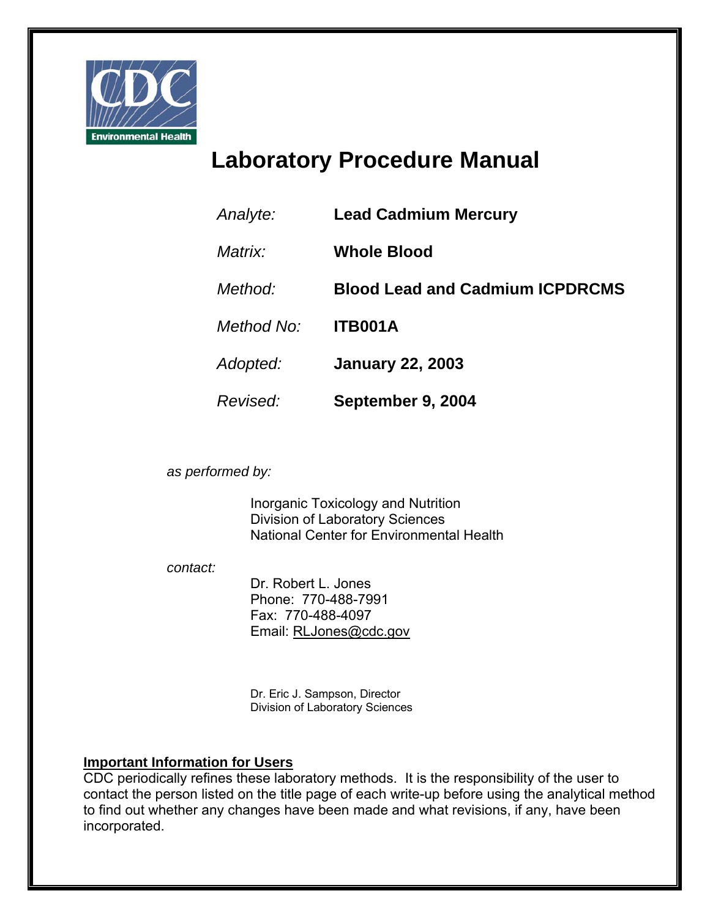CDC
Environmental Health

# Laboratory Procedure Manual

| | |
|---|---|
| *Analyte:* | **Lead Cadmium Mercury** |
| *Matrix:* | **Whole Blood** |
| *Method:* | **Blood Lead and Cadmium ICPDRCMS** |
| *Method No:* | **ITB001A** |
| *Adopted:* | **January 22, 2003** |
| *Revised:* | **September 9, 2004** |

*as performed by:*

Inorganic Toxicology and Nutrition
Division of Laboratory Sciences
National Center for Environmental Health

*contact:*

Dr. Robert L. Jones
Phone: 770-488-7991
Fax: 770-488-4097
Email: RLJones@cdc.gov

Dr. Eric J. Sampson, Director
Division of Laboratory Sciences

**Important Information for Users**

CDC periodically refines these laboratory methods. It is the responsibility of the user to contact the person listed on the title page of each write-up before using the analytical method to find out whether any changes have been made and what revisions, if any, have been incorporated.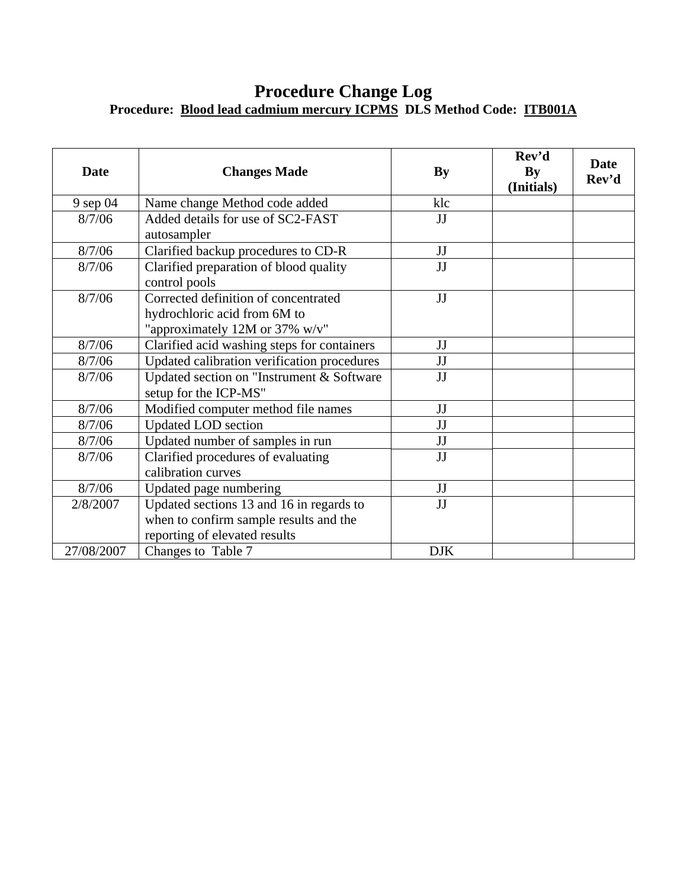# Procedure Change Log

**Procedure: Blood lead cadmium mercury ICPMS DLS Method Code: ITB001A**

| Date | Changes Made | By | Rev'd By (Initials) | Date Rev'd |
|---|---|---|---|---|
| 9 sep 04 | Name change Method code added | klc | | |
| 8/7/06 | Added details for use of SC2-FAST autosampler | JJ | | |
| 8/7/06 | Clarified backup procedures to CD-R | JJ | | |
| 8/7/06 | Clarified preparation of blood quality control pools | JJ | | |
| 8/7/06 | Corrected definition of concentrated hydrochloric acid from 6M to "approximately 12M or 37% w/v" | JJ | | |
| 8/7/06 | Clarified acid washing steps for containers | JJ | | |
| 8/7/06 | Updated calibration verification procedures | JJ | | |
| 8/7/06 | Updated section on "Instrument & Software setup for the ICP-MS" | JJ | | |
| 8/7/06 | Modified computer method file names | JJ | | |
| 8/7/06 | Updated LOD section | JJ | | |
| 8/7/06 | Updated number of samples in run | JJ | | |
| 8/7/06 | Clarified procedures of evaluating calibration curves | JJ | | |
| 8/7/06 | Updated page numbering | JJ | | |
| 2/8/2007 | Updated sections 13 and 16 in regards to when to confirm sample results and the reporting of elevated results | JJ | | |
| 27/08/2007 | Changes to Table 7 | DJK | | |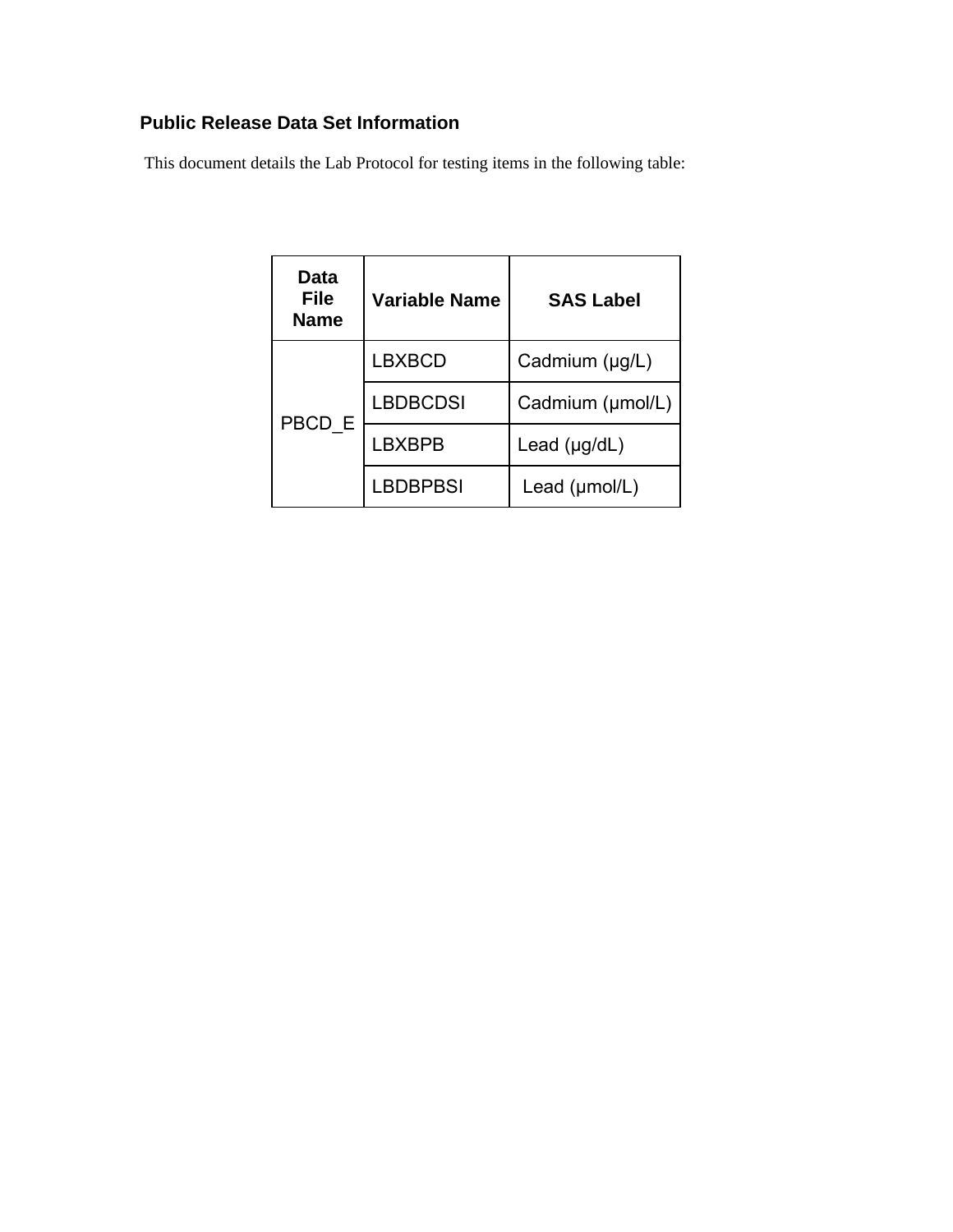## Public Release Data Set Information

This document details the Lab Protocol for testing items in the following table:

| Data File Name | Variable Name | SAS Label |
| --- | --- | --- |
| PBCD_E | LBXBCD | Cadmium (µg/L) |
| | LBDBCDSI | Cadmium (µmol/L) |
| | LBXBPB | Lead (µg/dL) |
| | LBDBPBSI | Lead (µmol/L) |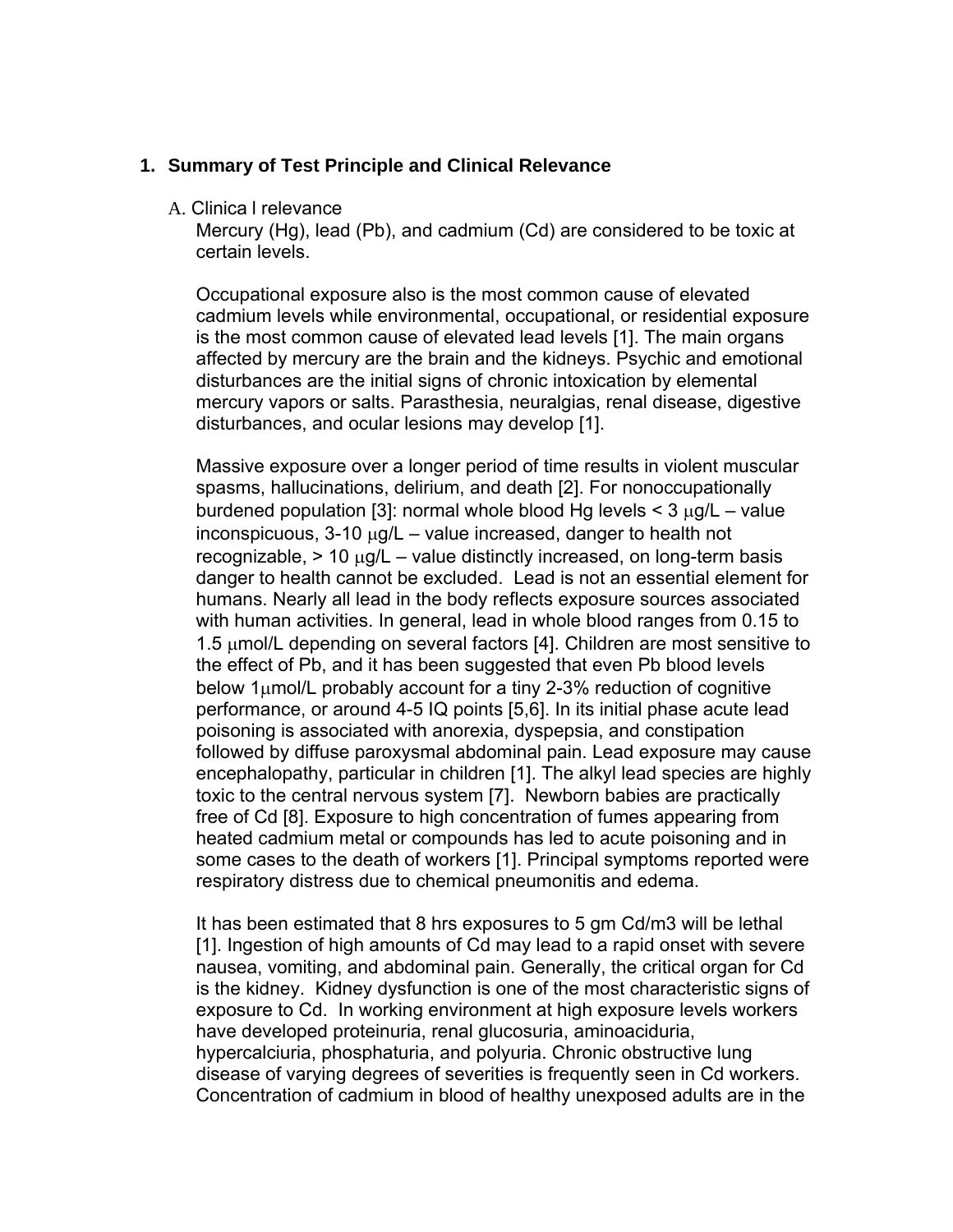## 1. Summary of Test Principle and Clinical Relevance

A. Clinica l relevance

Mercury (Hg), lead (Pb), and cadmium (Cd) are considered to be toxic at certain levels.

Occupational exposure also is the most common cause of elevated cadmium levels while environmental, occupational, or residential exposure is the most common cause of elevated lead levels [1]. The main organs affected by mercury are the brain and the kidneys. Psychic and emotional disturbances are the initial signs of chronic intoxication by elemental mercury vapors or salts. Parasthesia, neuralgias, renal disease, digestive disturbances, and ocular lesions may develop [1].

Massive exposure over a longer period of time results in violent muscular spasms, hallucinations, delirium, and death [2]. For nonoccupationally burdened population [3]: normal whole blood Hg levels < 3 μg/L – value inconspicuous, 3-10 μg/L – value increased, danger to health not recognizable, > 10 μg/L – value distinctly increased, on long-term basis danger to health cannot be excluded. Lead is not an essential element for humans. Nearly all lead in the body reflects exposure sources associated with human activities. In general, lead in whole blood ranges from 0.15 to 1.5 μmol/L depending on several factors [4]. Children are most sensitive to the effect of Pb, and it has been suggested that even Pb blood levels below 1μmol/L probably account for a tiny 2-3% reduction of cognitive performance, or around 4-5 IQ points [5,6]. In its initial phase acute lead poisoning is associated with anorexia, dyspepsia, and constipation followed by diffuse paroxysmal abdominal pain. Lead exposure may cause encephalopathy, particular in children [1]. The alkyl lead species are highly toxic to the central nervous system [7]. Newborn babies are practically free of Cd [8]. Exposure to high concentration of fumes appearing from heated cadmium metal or compounds has led to acute poisoning and in some cases to the death of workers [1]. Principal symptoms reported were respiratory distress due to chemical pneumonitis and edema.

It has been estimated that 8 hrs exposures to 5 gm Cd/m3 will be lethal [1]. Ingestion of high amounts of Cd may lead to a rapid onset with severe nausea, vomiting, and abdominal pain. Generally, the critical organ for Cd is the kidney. Kidney dysfunction is one of the most characteristic signs of exposure to Cd. In working environment at high exposure levels workers have developed proteinuria, renal glucosuria, aminoaciduria, hypercalciuria, phosphaturia, and polyuria. Chronic obstructive lung disease of varying degrees of severities is frequently seen in Cd workers. Concentration of cadmium in blood of healthy unexposed adults are in the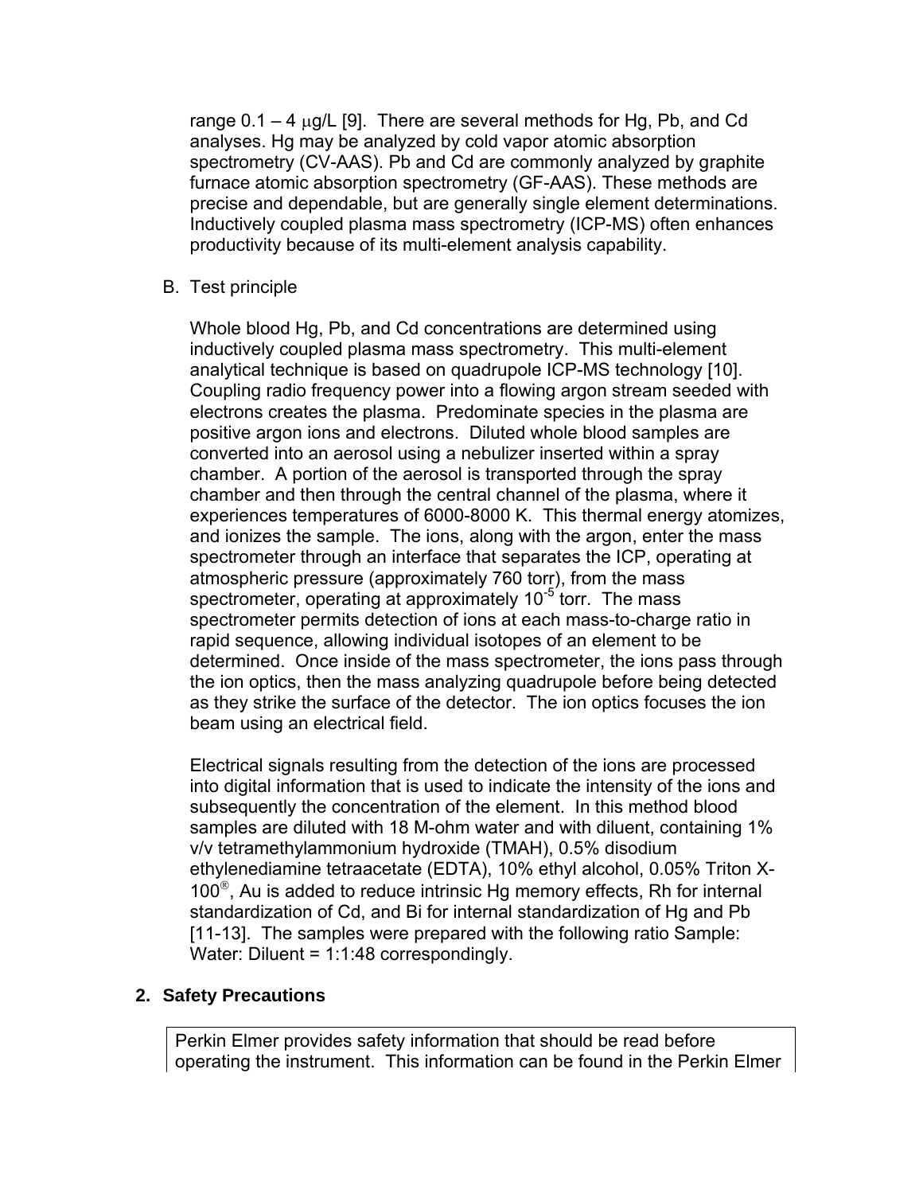range 0.1 – 4 μg/L [9]. There are several methods for Hg, Pb, and Cd analyses. Hg may be analyzed by cold vapor atomic absorption spectrometry (CV-AAS). Pb and Cd are commonly analyzed by graphite furnace atomic absorption spectrometry (GF-AAS). These methods are precise and dependable, but are generally single element determinations. Inductively coupled plasma mass spectrometry (ICP-MS) often enhances productivity because of its multi-element analysis capability.

B. Test principle

Whole blood Hg, Pb, and Cd concentrations are determined using inductively coupled plasma mass spectrometry. This multi-element analytical technique is based on quadrupole ICP-MS technology [10]. Coupling radio frequency power into a flowing argon stream seeded with electrons creates the plasma. Predominate species in the plasma are positive argon ions and electrons. Diluted whole blood samples are converted into an aerosol using a nebulizer inserted within a spray chamber. A portion of the aerosol is transported through the spray chamber and then through the central channel of the plasma, where it experiences temperatures of 6000-8000 K. This thermal energy atomizes, and ionizes the sample. The ions, along with the argon, enter the mass spectrometer through an interface that separates the ICP, operating at atmospheric pressure (approximately 760 torr), from the mass spectrometer, operating at approximately $10^{-5}$ torr. The mass spectrometer permits detection of ions at each mass-to-charge ratio in rapid sequence, allowing individual isotopes of an element to be determined. Once inside of the mass spectrometer, the ions pass through the ion optics, then the mass analyzing quadrupole before being detected as they strike the surface of the detector. The ion optics focuses the ion beam using an electrical field.

Electrical signals resulting from the detection of the ions are processed into digital information that is used to indicate the intensity of the ions and subsequently the concentration of the element. In this method blood samples are diluted with 18 M-ohm water and with diluent, containing 1% v/v tetramethylammonium hydroxide (TMAH), 0.5% disodium ethylenediamine tetraacetate (EDTA), 10% ethyl alcohol, 0.05% Triton X-100®, Au is added to reduce intrinsic Hg memory effects, Rh for internal standardization of Cd, and Bi for internal standardization of Hg and Pb [11-13]. The samples were prepared with the following ratio Sample: Water: Diluent = 1:1:48 correspondingly.

## 2. Safety Precautions

Perkin Elmer provides safety information that should be read before operating the instrument. This information can be found in the Perkin Elmer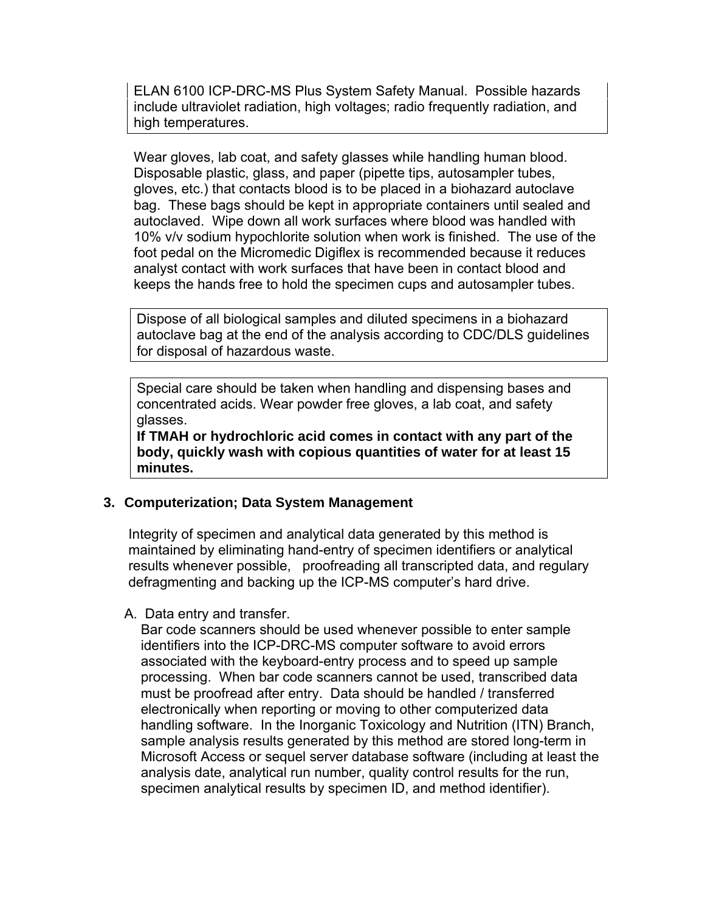ELAN 6100 ICP-DRC-MS Plus System Safety Manual. Possible hazards include ultraviolet radiation, high voltages; radio frequently radiation, and high temperatures.

Wear gloves, lab coat, and safety glasses while handling human blood. Disposable plastic, glass, and paper (pipette tips, autosampler tubes, gloves, etc.) that contacts blood is to be placed in a biohazard autoclave bag. These bags should be kept in appropriate containers until sealed and autoclaved. Wipe down all work surfaces where blood was handled with 10% v/v sodium hypochlorite solution when work is finished. The use of the foot pedal on the Micromedic Digiflex is recommended because it reduces analyst contact with work surfaces that have been in contact blood and keeps the hands free to hold the specimen cups and autosampler tubes.

Dispose of all biological samples and diluted specimens in a biohazard autoclave bag at the end of the analysis according to CDC/DLS guidelines for disposal of hazardous waste.

Special care should be taken when handling and dispensing bases and concentrated acids. Wear powder free gloves, a lab coat, and safety glasses.
**If TMAH or hydrochloric acid comes in contact with any part of the body, quickly wash with copious quantities of water for at least 15 minutes.**

## 3. Computerization; Data System Management

Integrity of specimen and analytical data generated by this method is maintained by eliminating hand-entry of specimen identifiers or analytical results whenever possible, proofreading all transcripted data, and regulary defragmenting and backing up the ICP-MS computer's hard drive.

A. Data entry and transfer.
Bar code scanners should be used whenever possible to enter sample identifiers into the ICP-DRC-MS computer software to avoid errors associated with the keyboard-entry process and to speed up sample processing. When bar code scanners cannot be used, transcribed data must be proofread after entry. Data should be handled / transferred electronically when reporting or moving to other computerized data handling software. In the Inorganic Toxicology and Nutrition (ITN) Branch, sample analysis results generated by this method are stored long-term in Microsoft Access or sequel server database software (including at least the analysis date, analytical run number, quality control results for the run, specimen analytical results by specimen ID, and method identifier).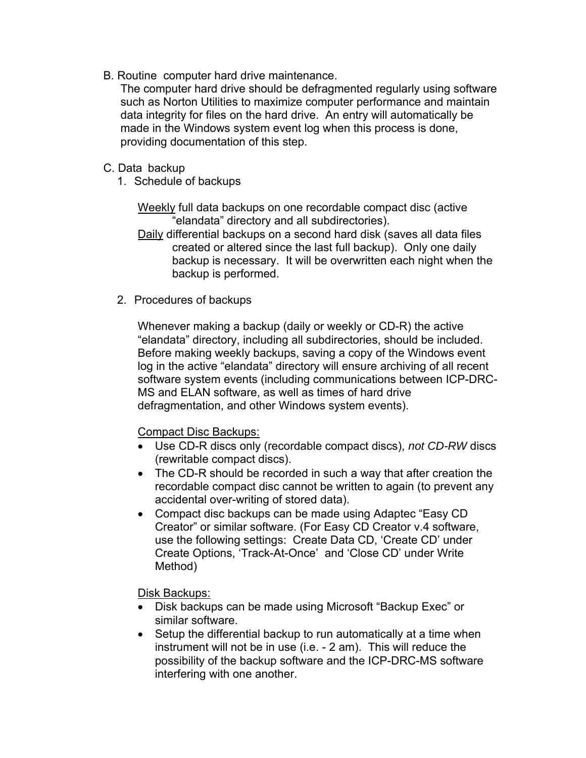B. Routine computer hard drive maintenance.

The computer hard drive should be defragmented regularly using software such as Norton Utilities to maximize computer performance and maintain data integrity for files on the hard drive. An entry will automatically be made in the Windows system event log when this process is done, providing documentation of this step.

C. Data backup

1. Schedule of backups

<u>Weekly</u> full data backups on one recordable compact disc (active “elandata” directory and all subdirectories).

<u>Daily</u> differential backups on a second hard disk (saves all data files created or altered since the last full backup). Only one daily backup is necessary. It will be overwritten each night when the backup is performed.

2. Procedures of backups

Whenever making a backup (daily or weekly or CD-R) the active “elandata” directory, including all subdirectories, should be included. Before making weekly backups, saving a copy of the Windows event log in the active “elandata” directory will ensure archiving of all recent software system events (including communications between ICP-DRC-MS and ELAN software, as well as times of hard drive defragmentation, and other Windows system events).

<u>Compact Disc Backups:</u>

- Use CD-R discs only (recordable compact discs), *not CD-RW* discs (rewritable compact discs).
- The CD-R should be recorded in such a way that after creation the recordable compact disc cannot be written to again (to prevent any accidental over-writing of stored data).
- Compact disc backups can be made using Adaptec “Easy CD Creator” or similar software. (For Easy CD Creator v.4 software, use the following settings: Create Data CD, ‘Create CD’ under Create Options, ‘Track-At-Once’ and ‘Close CD’ under Write Method)

<u>Disk Backups:</u>

- Disk backups can be made using Microsoft “Backup Exec” or similar software.
- Setup the differential backup to run automatically at a time when instrument will not be in use (i.e. - 2 am). This will reduce the possibility of the backup software and the ICP-DRC-MS software interfering with one another.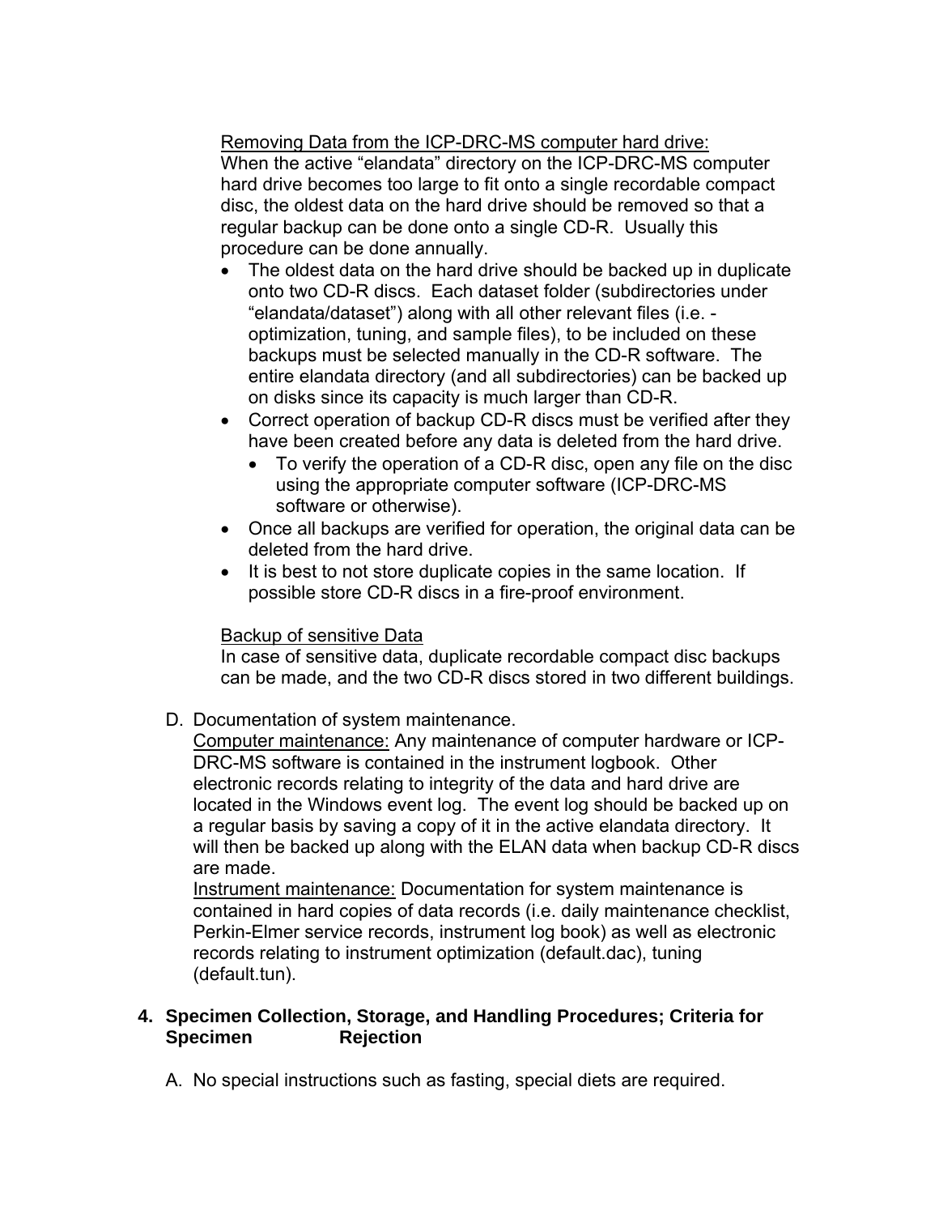Removing Data from the ICP-DRC-MS computer hard drive:
When the active “elandata” directory on the ICP-DRC-MS computer hard drive becomes too large to fit onto a single recordable compact disc, the oldest data on the hard drive should be removed so that a regular backup can be done onto a single CD-R. Usually this procedure can be done annually.

- The oldest data on the hard drive should be backed up in duplicate onto two CD-R discs. Each dataset folder (subdirectories under “elandata/dataset”) along with all other relevant files (i.e. - optimization, tuning, and sample files), to be included on these backups must be selected manually in the CD-R software. The entire elandata directory (and all subdirectories) can be backed up on disks since its capacity is much larger than CD-R.
- Correct operation of backup CD-R discs must be verified after they have been created before any data is deleted from the hard drive.
  - To verify the operation of a CD-R disc, open any file on the disc using the appropriate computer software (ICP-DRC-MS software or otherwise).
- Once all backups are verified for operation, the original data can be deleted from the hard drive.
- It is best to not store duplicate copies in the same location. If possible store CD-R discs in a fire-proof environment.

Backup of sensitive Data
In case of sensitive data, duplicate recordable compact disc backups can be made, and the two CD-R discs stored in two different buildings.

D. Documentation of system maintenance.
Computer maintenance: Any maintenance of computer hardware or ICP-DRC-MS software is contained in the instrument logbook. Other electronic records relating to integrity of the data and hard drive are located in the Windows event log. The event log should be backed up on a regular basis by saving a copy of it in the active elandata directory. It will then be backed up along with the ELAN data when backup CD-R discs are made.
Instrument maintenance: Documentation for system maintenance is contained in hard copies of data records (i.e. daily maintenance checklist, Perkin-Elmer service records, instrument log book) as well as electronic records relating to instrument optimization (default.dac), tuning (default.tun).

## 4. Specimen Collection, Storage, and Handling Procedures; Criteria for Specimen Rejection

A. No special instructions such as fasting, special diets are required.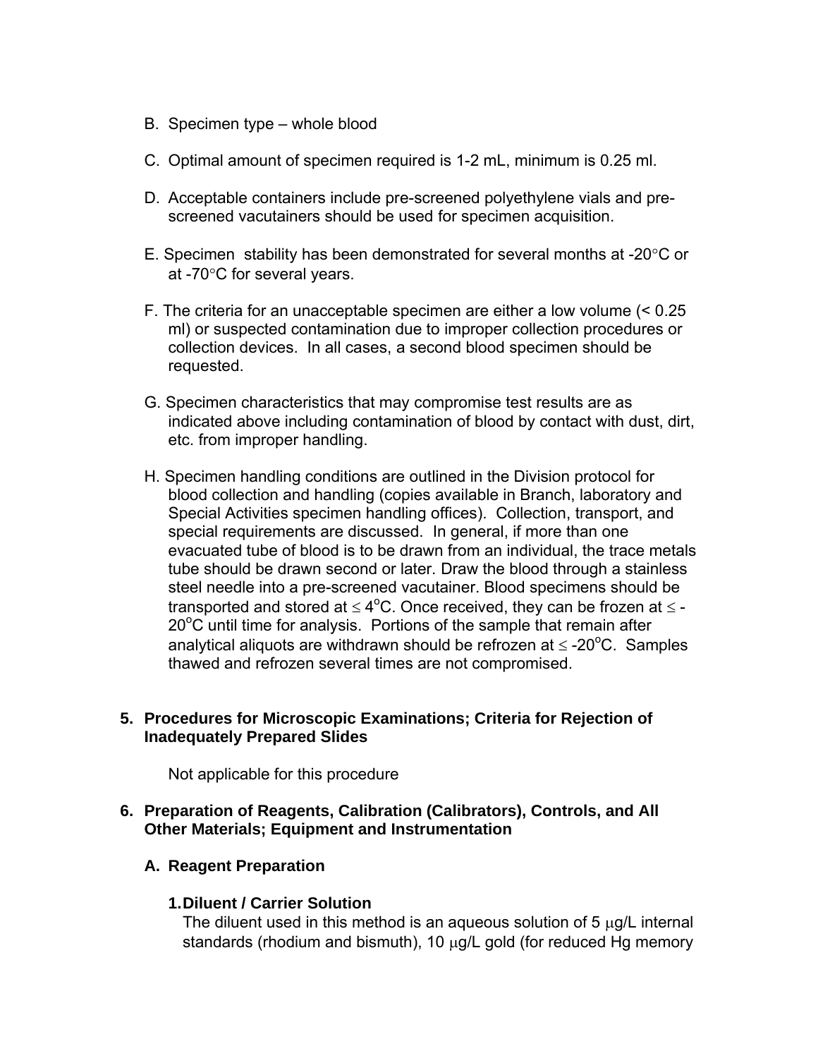B. Specimen type – whole blood

C. Optimal amount of specimen required is 1-2 mL, minimum is 0.25 ml.

D. Acceptable containers include pre-screened polyethylene vials and pre-screened vacutainers should be used for specimen acquisition.

E. Specimen stability has been demonstrated for several months at -20°C or at -70°C for several years.

F. The criteria for an unacceptable specimen are either a low volume (< 0.25 ml) or suspected contamination due to improper collection procedures or collection devices. In all cases, a second blood specimen should be requested.

G. Specimen characteristics that may compromise test results are as indicated above including contamination of blood by contact with dust, dirt, etc. from improper handling.

H. Specimen handling conditions are outlined in the Division protocol for blood collection and handling (copies available in Branch, laboratory and Special Activities specimen handling offices). Collection, transport, and special requirements are discussed. In general, if more than one evacuated tube of blood is to be drawn from an individual, the trace metals tube should be drawn second or later. Draw the blood through a stainless steel needle into a pre-screened vacutainer. Blood specimens should be transported and stored at ≤ 4°C. Once received, they can be frozen at ≤ -20°C until time for analysis. Portions of the sample that remain after analytical aliquots are withdrawn should be refrozen at ≤ -20°C. Samples thawed and refrozen several times are not compromised.

## 5. Procedures for Microscopic Examinations; Criteria for Rejection of Inadequately Prepared Slides

Not applicable for this procedure

## 6. Preparation of Reagents, Calibration (Calibrators), Controls, and All Other Materials; Equipment and Instrumentation

### A. Reagent Preparation

#### 1. Diluent / Carrier Solution

The diluent used in this method is an aqueous solution of 5 µg/L internal standards (rhodium and bismuth), 10 µg/L gold (for reduced Hg memory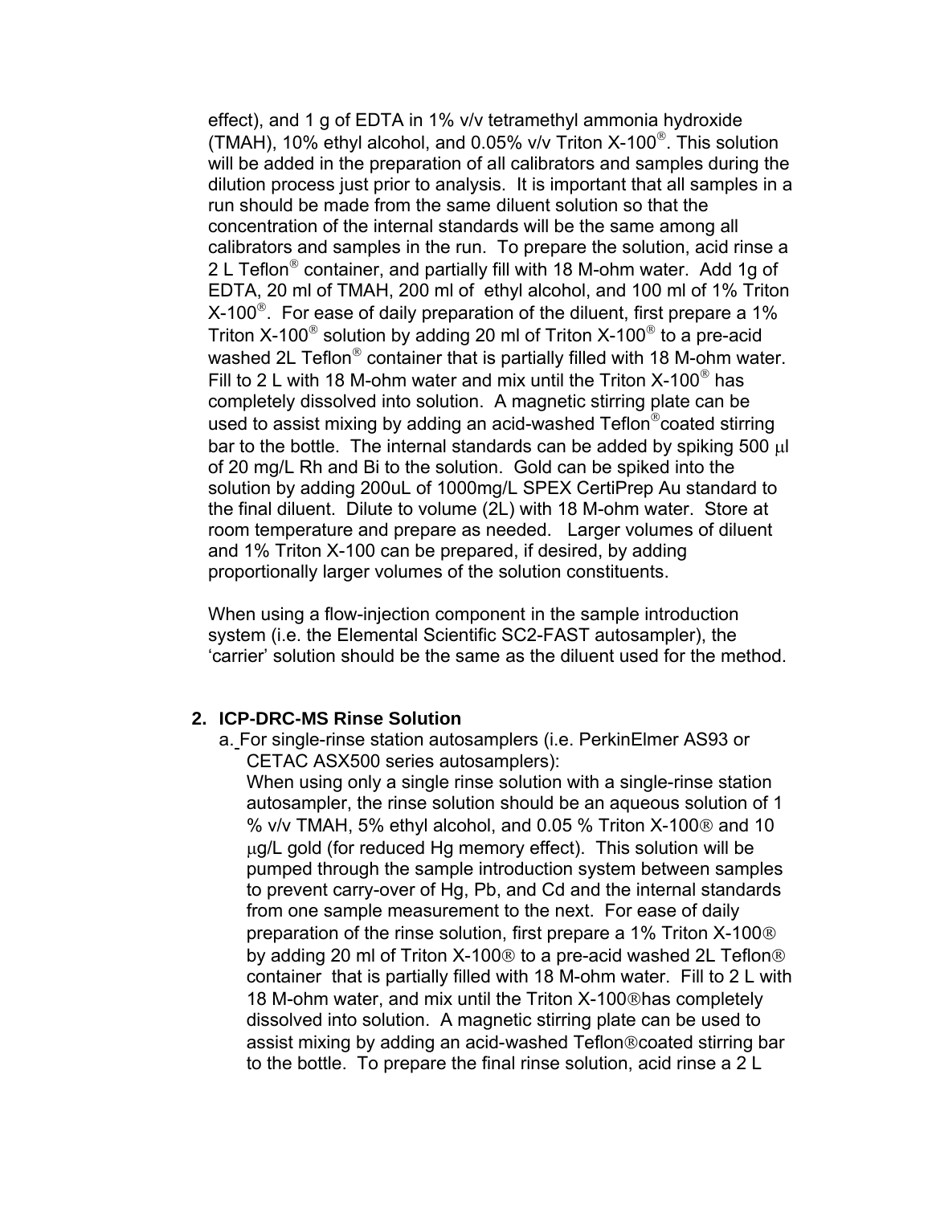effect), and 1 g of EDTA in 1% v/v tetramethyl ammonia hydroxide (TMAH), 10% ethyl alcohol, and 0.05% v/v Triton X-100®. This solution will be added in the preparation of all calibrators and samples during the dilution process just prior to analysis. It is important that all samples in a run should be made from the same diluent solution so that the concentration of the internal standards will be the same among all calibrators and samples in the run. To prepare the solution, acid rinse a 2 L Teflon® container, and partially fill with 18 M-ohm water. Add 1g of EDTA, 20 ml of TMAH, 200 ml of ethyl alcohol, and 100 ml of 1% Triton X-100®. For ease of daily preparation of the diluent, first prepare a 1% Triton X-100® solution by adding 20 ml of Triton X-100® to a pre-acid washed 2L Teflon® container that is partially filled with 18 M-ohm water. Fill to 2 L with 18 M-ohm water and mix until the Triton X-100® has completely dissolved into solution. A magnetic stirring plate can be used to assist mixing by adding an acid-washed Teflon®coated stirring bar to the bottle. The internal standards can be added by spiking 500 µl of 20 mg/L Rh and Bi to the solution. Gold can be spiked into the solution by adding 200uL of 1000mg/L SPEX CertiPrep Au standard to the final diluent. Dilute to volume (2L) with 18 M-ohm water. Store at room temperature and prepare as needed. Larger volumes of diluent and 1% Triton X-100 can be prepared, if desired, by adding proportionally larger volumes of the solution constituents.

When using a flow-injection component in the sample introduction system (i.e. the Elemental Scientific SC2-FAST autosampler), the 'carrier' solution should be the same as the diluent used for the method.

**2. ICP-DRC-MS Rinse Solution**

a. For single-rinse station autosamplers (i.e. PerkinElmer AS93 or CETAC ASX500 series autosamplers):
   When using only a single rinse solution with a single-rinse station autosampler, the rinse solution should be an aqueous solution of 1 % v/v TMAH, 5% ethyl alcohol, and 0.05 % Triton X-100® and 10 µg/L gold (for reduced Hg memory effect). This solution will be pumped through the sample introduction system between samples to prevent carry-over of Hg, Pb, and Cd and the internal standards from one sample measurement to the next. For ease of daily preparation of the rinse solution, first prepare a 1% Triton X-100® by adding 20 ml of Triton X-100® to a pre-acid washed 2L Teflon® container that is partially filled with 18 M-ohm water. Fill to 2 L with 18 M-ohm water, and mix until the Triton X-100®has completely dissolved into solution. A magnetic stirring plate can be used to assist mixing by adding an acid-washed Teflon®coated stirring bar to the bottle. To prepare the final rinse solution, acid rinse a 2 L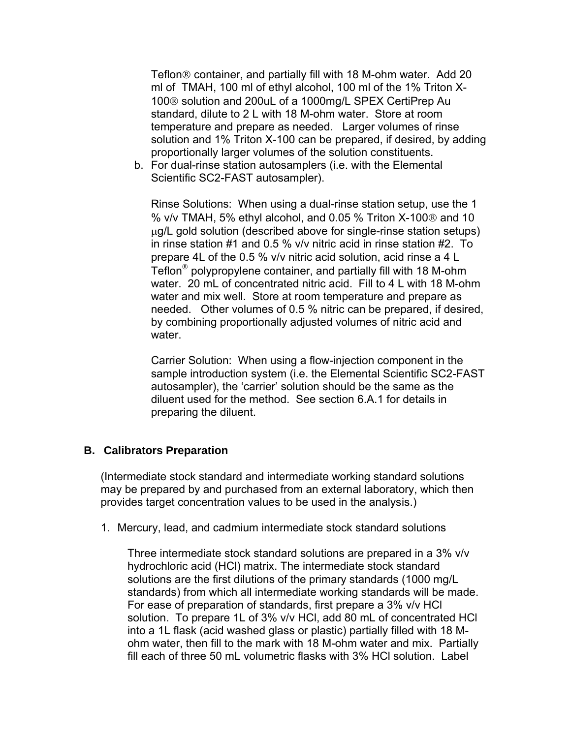Teflon® container, and partially fill with 18 M-ohm water. Add 20 ml of TMAH, 100 ml of ethyl alcohol, 100 ml of the 1% Triton X-100® solution and 200uL of a 1000mg/L SPEX CertiPrep Au standard, dilute to 2 L with 18 M-ohm water. Store at room temperature and prepare as needed. Larger volumes of rinse solution and 1% Triton X-100 can be prepared, if desired, by adding proportionally larger volumes of the solution constituents.

b. For dual-rinse station autosamplers (i.e. with the Elemental Scientific SC2-FAST autosampler).

   Rinse Solutions: When using a dual-rinse station setup, use the 1 % v/v TMAH, 5% ethyl alcohol, and 0.05 % Triton X-100® and 10 μg/L gold solution (described above for single-rinse station setups) in rinse station #1 and 0.5 % v/v nitric acid in rinse station #2. To prepare 4L of the 0.5 % v/v nitric acid solution, acid rinse a 4 L Teflon® polypropylene container, and partially fill with 18 M-ohm water. 20 mL of concentrated nitric acid. Fill to 4 L with 18 M-ohm water and mix well. Store at room temperature and prepare as needed. Other volumes of 0.5 % nitric can be prepared, if desired, by combining proportionally adjusted volumes of nitric acid and water.

   Carrier Solution: When using a flow-injection component in the sample introduction system (i.e. the Elemental Scientific SC2-FAST autosampler), the 'carrier' solution should be the same as the diluent used for the method. See section 6.A.1 for details in preparing the diluent.

## B. Calibrators Preparation

(Intermediate stock standard and intermediate working standard solutions may be prepared by and purchased from an external laboratory, which then provides target concentration values to be used in the analysis.)

1. Mercury, lead, and cadmium intermediate stock standard solutions

   Three intermediate stock standard solutions are prepared in a 3% v/v hydrochloric acid (HCl) matrix. The intermediate stock standard solutions are the first dilutions of the primary standards (1000 mg/L standards) from which all intermediate working standards will be made. For ease of preparation of standards, first prepare a 3% v/v HCl solution. To prepare 1L of 3% v/v HCl, add 80 mL of concentrated HCl into a 1L flask (acid washed glass or plastic) partially filled with 18 M-ohm water, then fill to the mark with 18 M-ohm water and mix. Partially fill each of three 50 mL volumetric flasks with 3% HCl solution. Label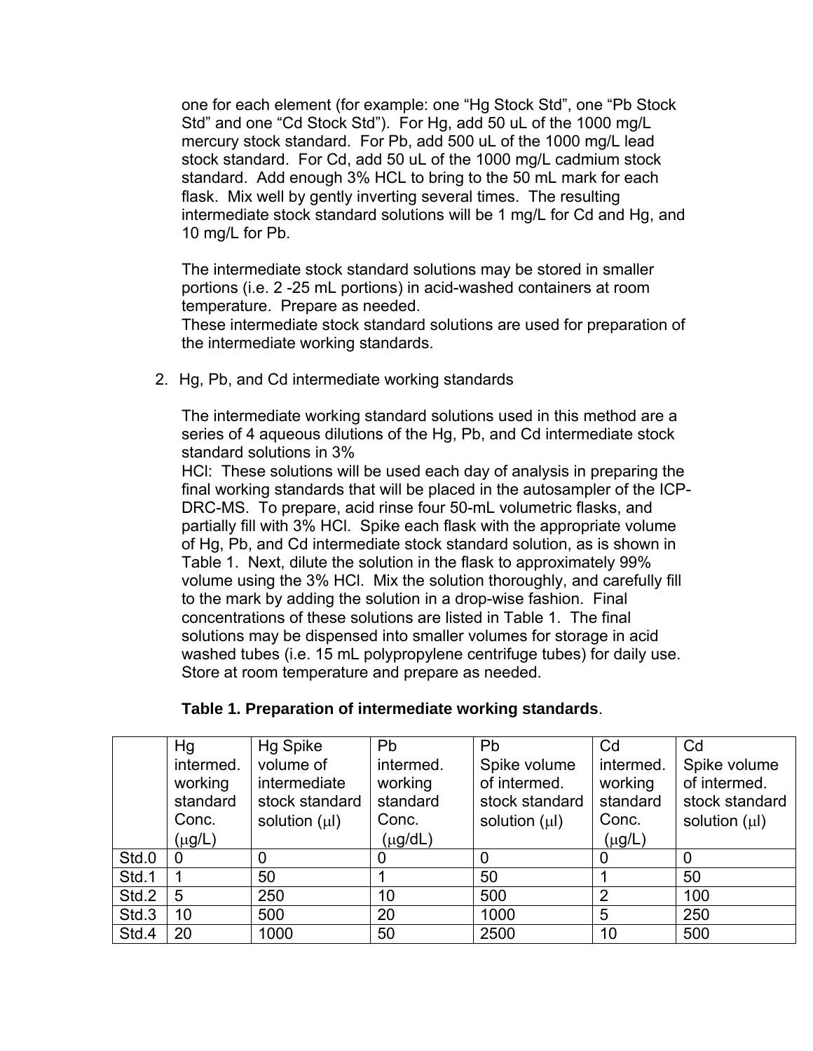one for each element (for example: one “Hg Stock Std”, one “Pb Stock Std” and one “Cd Stock Std”). For Hg, add 50 uL of the 1000 mg/L mercury stock standard. For Pb, add 500 uL of the 1000 mg/L lead stock standard. For Cd, add 50 uL of the 1000 mg/L cadmium stock standard. Add enough 3% HCL to bring to the 50 mL mark for each flask. Mix well by gently inverting several times. The resulting intermediate stock standard solutions will be 1 mg/L for Cd and Hg, and 10 mg/L for Pb.

The intermediate stock standard solutions may be stored in smaller portions (i.e. 2 -25 mL portions) in acid-washed containers at room temperature. Prepare as needed.
These intermediate stock standard solutions are used for preparation of the intermediate working standards.

2. Hg, Pb, and Cd intermediate working standards

The intermediate working standard solutions used in this method are a series of 4 aqueous dilutions of the Hg, Pb, and Cd intermediate stock standard solutions in 3%
HCl: These solutions will be used each day of analysis in preparing the final working standards that will be placed in the autosampler of the ICP-DRC-MS. To prepare, acid rinse four 50-mL volumetric flasks, and partially fill with 3% HCl. Spike each flask with the appropriate volume of Hg, Pb, and Cd intermediate stock standard solution, as is shown in Table 1. Next, dilute the solution in the flask to approximately 99% volume using the 3% HCl. Mix the solution thoroughly, and carefully fill to the mark by adding the solution in a drop-wise fashion. Final concentrations of these solutions are listed in Table 1. The final solutions may be dispensed into smaller volumes for storage in acid washed tubes (i.e. 15 mL polypropylene centrifuge tubes) for daily use. Store at room temperature and prepare as needed.

**Table 1. Preparation of intermediate working standards**.

| | Hg intermed. working standard Conc. (μg/L) | Hg Spike volume of intermediate stock standard solution (μl) | Pb intermed. working standard Conc. (μg/dL) | Pb Spike volume of intermed. stock standard solution (μl) | Cd intermed. working standard Conc. (μg/L) | Cd Spike volume of intermed. stock standard solution (μl) |
|---|---|---|---|---|---|---|
| Std.0 | 0 | 0 | 0 | 0 | 0 | 0 |
| Std.1 | 1 | 50 | 1 | 50 | 1 | 50 |
| Std.2 | 5 | 250 | 10 | 500 | 2 | 100 |
| Std.3 | 10 | 500 | 20 | 1000 | 5 | 250 |
| Std.4 | 20 | 1000 | 50 | 2500 | 10 | 500 |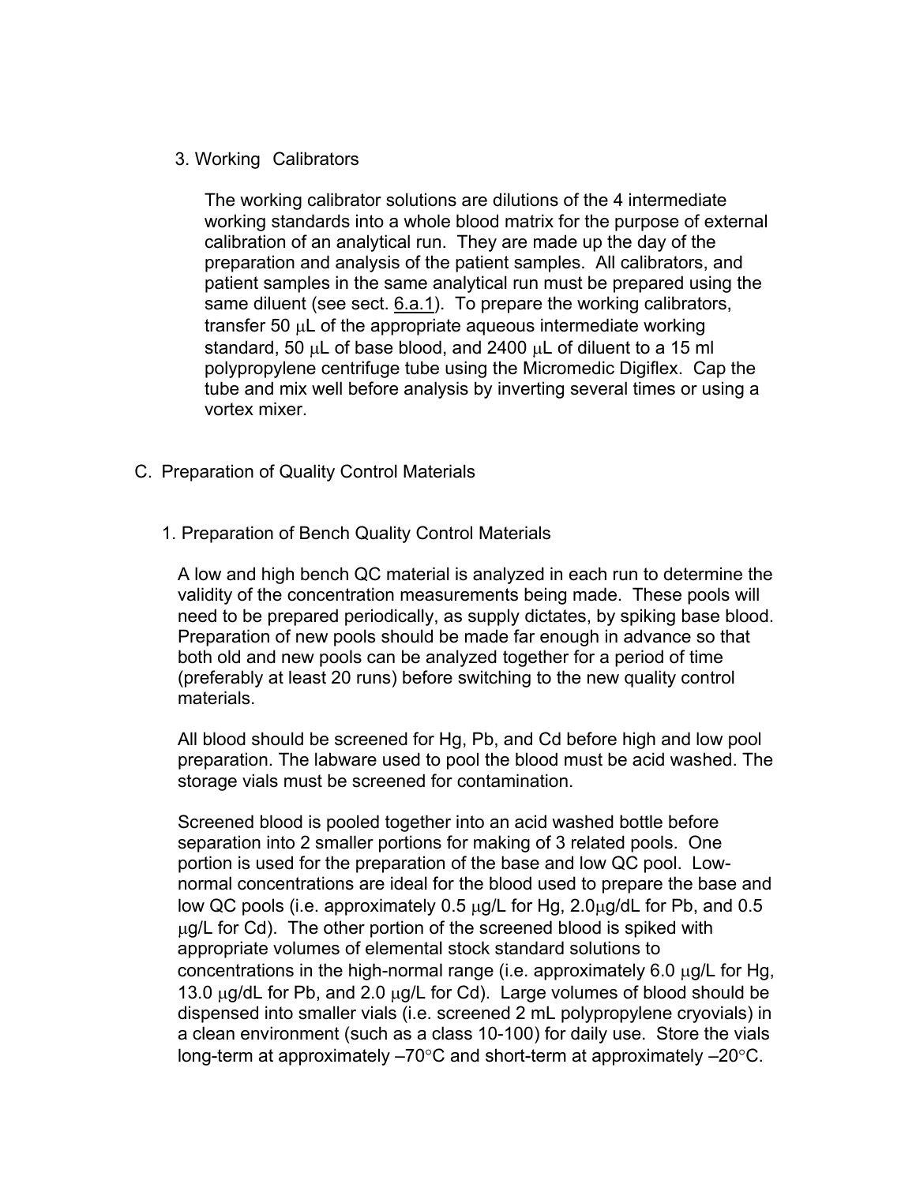3. Working Calibrators

The working calibrator solutions are dilutions of the 4 intermediate working standards into a whole blood matrix for the purpose of external calibration of an analytical run. They are made up the day of the preparation and analysis of the patient samples. All calibrators, and patient samples in the same analytical run must be prepared using the same diluent (see sect. 6.a.1). To prepare the working calibrators, transfer 50 µL of the appropriate aqueous intermediate working standard, 50 µL of base blood, and 2400 µL of diluent to a 15 ml polypropylene centrifuge tube using the Micromedic Digiflex. Cap the tube and mix well before analysis by inverting several times or using a vortex mixer.

## C. Preparation of Quality Control Materials

### 1. Preparation of Bench Quality Control Materials

A low and high bench QC material is analyzed in each run to determine the validity of the concentration measurements being made. These pools will need to be prepared periodically, as supply dictates, by spiking base blood. Preparation of new pools should be made far enough in advance so that both old and new pools can be analyzed together for a period of time (preferably at least 20 runs) before switching to the new quality control materials.

All blood should be screened for Hg, Pb, and Cd before high and low pool preparation. The labware used to pool the blood must be acid washed. The storage vials must be screened for contamination.

Screened blood is pooled together into an acid washed bottle before separation into 2 smaller portions for making of 3 related pools. One portion is used for the preparation of the base and low QC pool. Low-normal concentrations are ideal for the blood used to prepare the base and low QC pools (i.e. approximately 0.5 µg/L for Hg, 2.0µg/dL for Pb, and 0.5 µg/L for Cd). The other portion of the screened blood is spiked with appropriate volumes of elemental stock standard solutions to concentrations in the high-normal range (i.e. approximately 6.0 µg/L for Hg, 13.0 µg/dL for Pb, and 2.0 µg/L for Cd). Large volumes of blood should be dispensed into smaller vials (i.e. screened 2 mL polypropylene cryovials) in a clean environment (such as a class 10-100) for daily use. Store the vials long-term at approximately –70°C and short-term at approximately –20°C.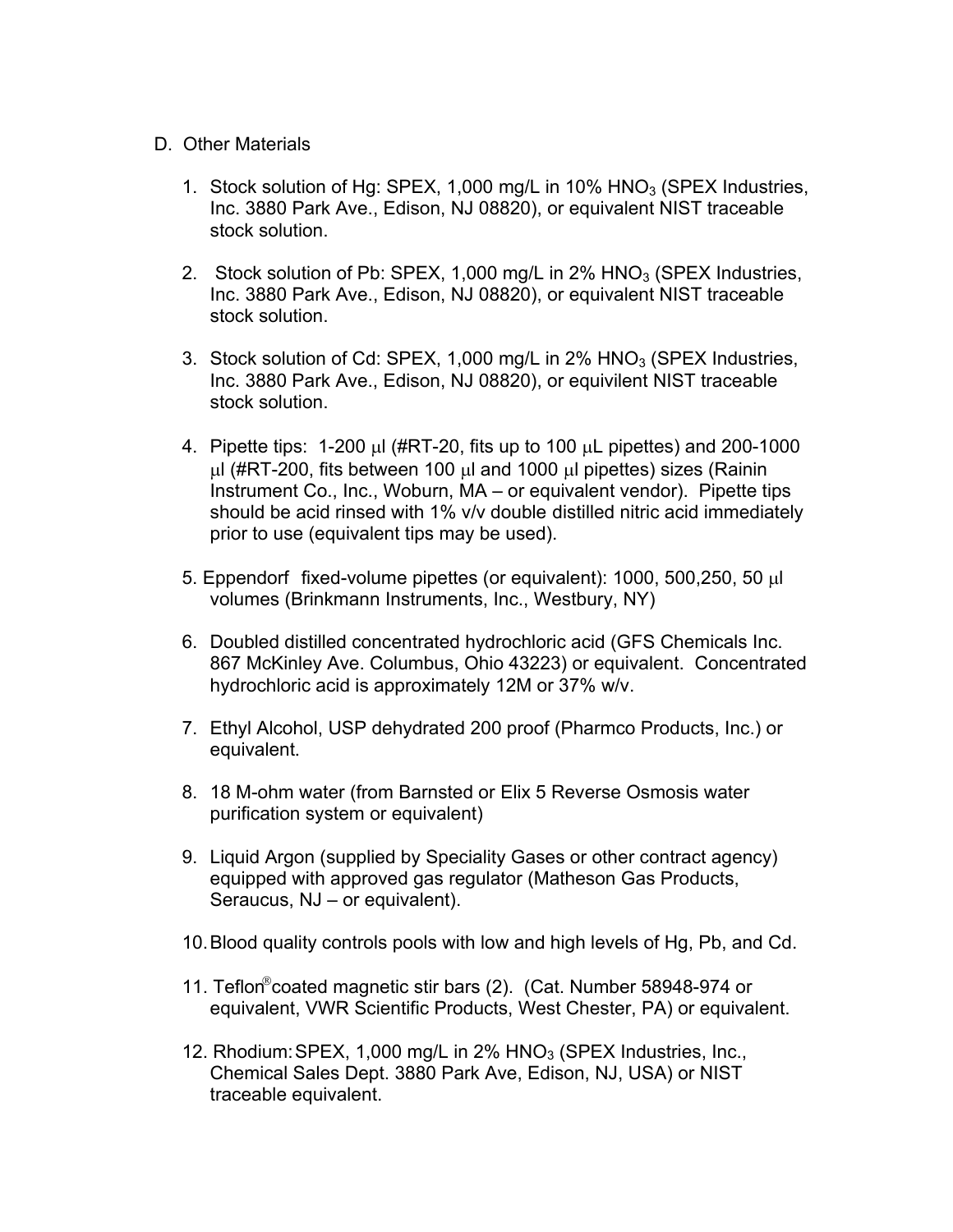D. Other Materials

1. Stock solution of Hg: SPEX, 1,000 mg/L in 10% $HNO_3$ (SPEX Industries, Inc. 3880 Park Ave., Edison, NJ 08820), or equivalent NIST traceable stock solution.

2. Stock solution of Pb: SPEX, 1,000 mg/L in 2% $HNO_3$ (SPEX Industries, Inc. 3880 Park Ave., Edison, NJ 08820), or equivalent NIST traceable stock solution.

3. Stock solution of Cd: SPEX, 1,000 mg/L in 2% $HNO_3$ (SPEX Industries, Inc. 3880 Park Ave., Edison, NJ 08820), or equivilent NIST traceable stock solution.

4. Pipette tips: 1-200 µl (#RT-20, fits up to 100 µL pipettes) and 200-1000 µl (#RT-200, fits between 100 µl and 1000 µl pipettes) sizes (Rainin Instrument Co., Inc., Woburn, MA – or equivalent vendor). Pipette tips should be acid rinsed with 1% v/v double distilled nitric acid immediately prior to use (equivalent tips may be used).

5. Eppendorf fixed-volume pipettes (or equivalent): 1000, 500,250, 50 µl volumes (Brinkmann Instruments, Inc., Westbury, NY)

6. Doubled distilled concentrated hydrochloric acid (GFS Chemicals Inc. 867 McKinley Ave. Columbus, Ohio 43223) or equivalent. Concentrated hydrochloric acid is approximately 12M or 37% w/v.

7. Ethyl Alcohol, USP dehydrated 200 proof (Pharmco Products, Inc.) or equivalent.

8. 18 M-ohm water (from Barnsted or Elix 5 Reverse Osmosis water purification system or equivalent)

9. Liquid Argon (supplied by Speciality Gases or other contract agency) equipped with approved gas regulator (Matheson Gas Products, Seraucus, NJ – or equivalent).

10. Blood quality controls pools with low and high levels of Hg, Pb, and Cd.

11. Teflon® coated magnetic stir bars (2). (Cat. Number 58948-974 or equivalent, VWR Scientific Products, West Chester, PA) or equivalent.

12. Rhodium: SPEX, 1,000 mg/L in 2% $HNO_3$ (SPEX Industries, Inc., Chemical Sales Dept. 3880 Park Ave, Edison, NJ, USA) or NIST traceable equivalent.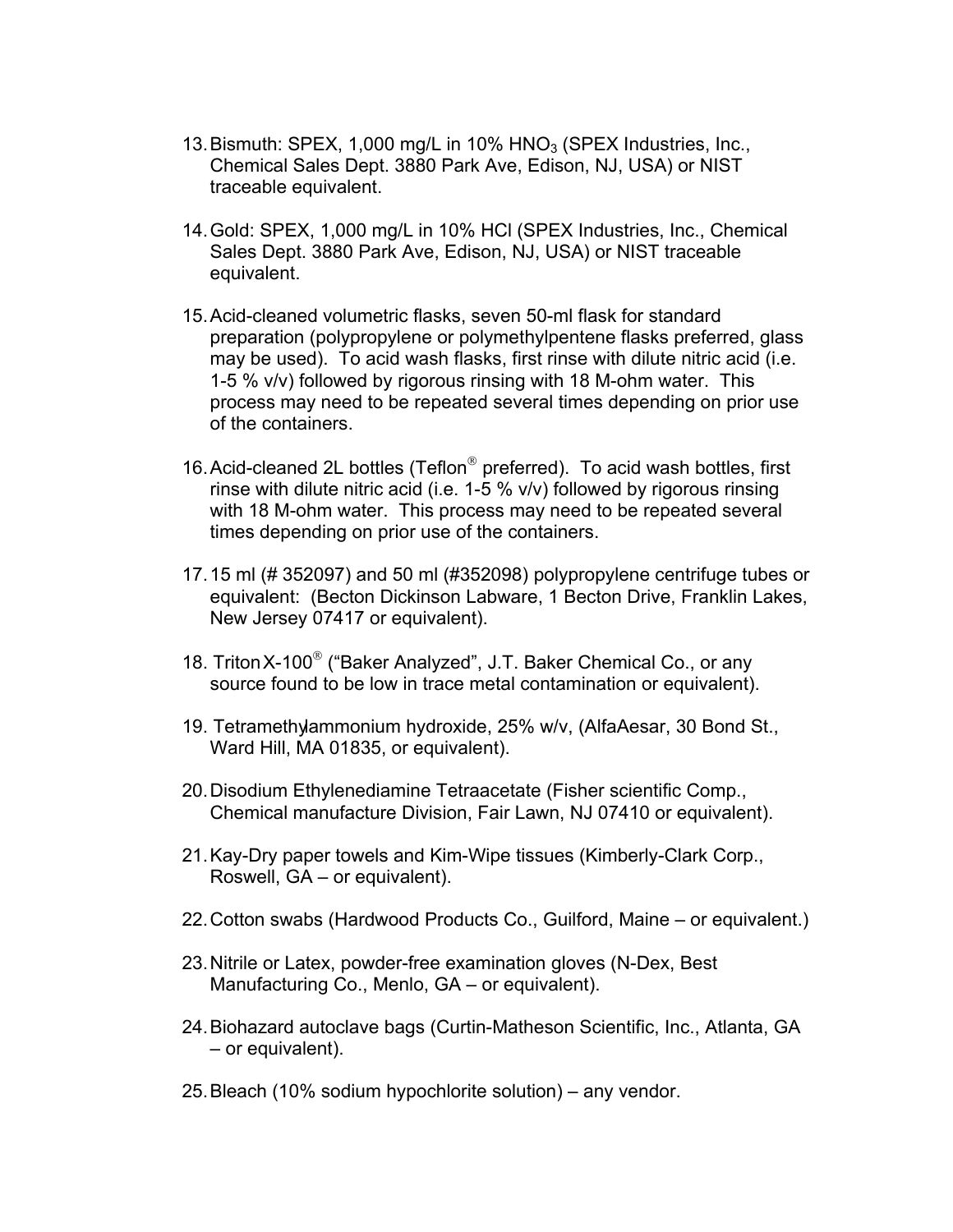13. Bismuth: SPEX, 1,000 mg/L in 10% $HNO_3$ (SPEX Industries, Inc., Chemical Sales Dept. 3880 Park Ave, Edison, NJ, USA) or NIST traceable equivalent.

14. Gold: SPEX, 1,000 mg/L in 10% HCl (SPEX Industries, Inc., Chemical Sales Dept. 3880 Park Ave, Edison, NJ, USA) or NIST traceable equivalent.

15. Acid-cleaned volumetric flasks, seven 50-ml flask for standard preparation (polypropylene or polymethylpentene flasks preferred, glass may be used). To acid wash flasks, first rinse with dilute nitric acid (i.e. 1-5 % v/v) followed by rigorous rinsing with 18 M-ohm water. This process may need to be repeated several times depending on prior use of the containers.

16. Acid-cleaned 2L bottles (Teflon® preferred). To acid wash bottles, first rinse with dilute nitric acid (i.e. 1-5 % v/v) followed by rigorous rinsing with 18 M-ohm water. This process may need to be repeated several times depending on prior use of the containers.

17. 15 ml (# 352097) and 50 ml (#352098) polypropylene centrifuge tubes or equivalent: (Becton Dickinson Labware, 1 Becton Drive, Franklin Lakes, New Jersey 07417 or equivalent).

18. Triton X-100® ("Baker Analyzed", J.T. Baker Chemical Co., or any source found to be low in trace metal contamination or equivalent).

19. Tetramethylammonium hydroxide, 25% w/v, (AlfaAesar, 30 Bond St., Ward Hill, MA 01835, or equivalent).

20. Disodium Ethylenediamine Tetraacetate (Fisher scientific Comp., Chemical manufacture Division, Fair Lawn, NJ 07410 or equivalent).

21. Kay-Dry paper towels and Kim-Wipe tissues (Kimberly-Clark Corp., Roswell, GA – or equivalent).

22. Cotton swabs (Hardwood Products Co., Guilford, Maine – or equivalent.)

23. Nitrile or Latex, powder-free examination gloves (N-Dex, Best Manufacturing Co., Menlo, GA – or equivalent).

24. Biohazard autoclave bags (Curtin-Matheson Scientific, Inc., Atlanta, GA – or equivalent).

25. Bleach (10% sodium hypochlorite solution) – any vendor.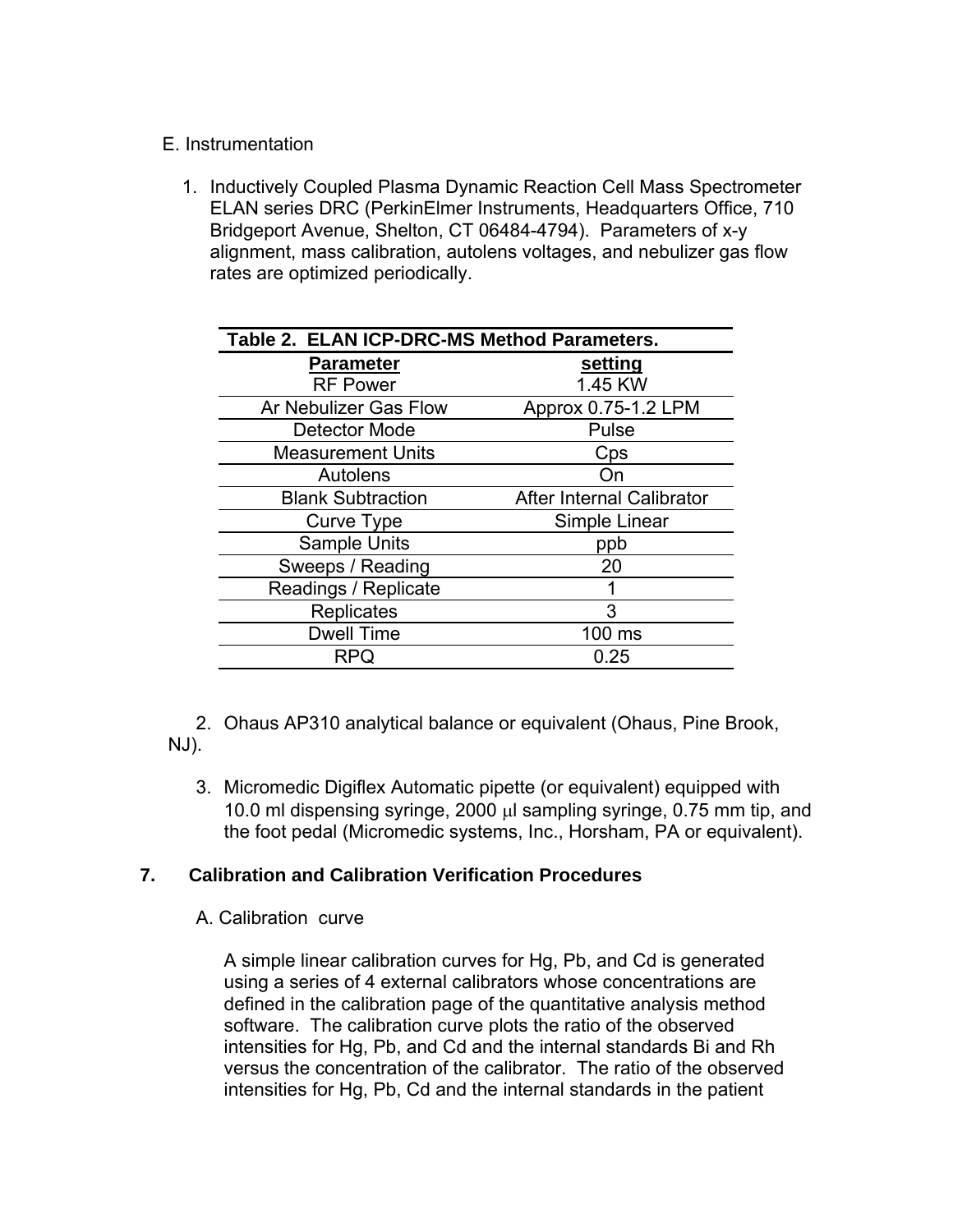E. Instrumentation

1. Inductively Coupled Plasma Dynamic Reaction Cell Mass Spectrometer ELAN series DRC (PerkinElmer Instruments, Headquarters Office, 710 Bridgeport Avenue, Shelton, CT 06484-4794). Parameters of x-y alignment, mass calibration, autolens voltages, and nebulizer gas flow rates are optimized periodically.

**Table 2. ELAN ICP-DRC-MS Method Parameters.**

| Parameter | setting |
|---|---|
| RF Power | 1.45 KW |
| Ar Nebulizer Gas Flow | Approx 0.75-1.2 LPM |
| Detector Mode | Pulse |
| Measurement Units | Cps |
| Autolens | On |
| Blank Subtraction | After Internal Calibrator |
| Curve Type | Simple Linear |
| Sample Units | ppb |
| Sweeps / Reading | 20 |
| Readings / Replicate | 1 |
| Replicates | 3 |
| Dwell Time | 100 ms |
| RPQ | 0.25 |

2. Ohaus AP310 analytical balance or equivalent (Ohaus, Pine Brook, NJ).

3. Micromedic Digiflex Automatic pipette (or equivalent) equipped with 10.0 ml dispensing syringe, 2000 μl sampling syringe, 0.75 mm tip, and the foot pedal (Micromedic systems, Inc., Horsham, PA or equivalent).

## 7. Calibration and Calibration Verification Procedures

A. Calibration curve

A simple linear calibration curves for Hg, Pb, and Cd is generated using a series of 4 external calibrators whose concentrations are defined in the calibration page of the quantitative analysis method software. The calibration curve plots the ratio of the observed intensities for Hg, Pb, and Cd and the internal standards Bi and Rh versus the concentration of the calibrator. The ratio of the observed intensities for Hg, Pb, Cd and the internal standards in the patient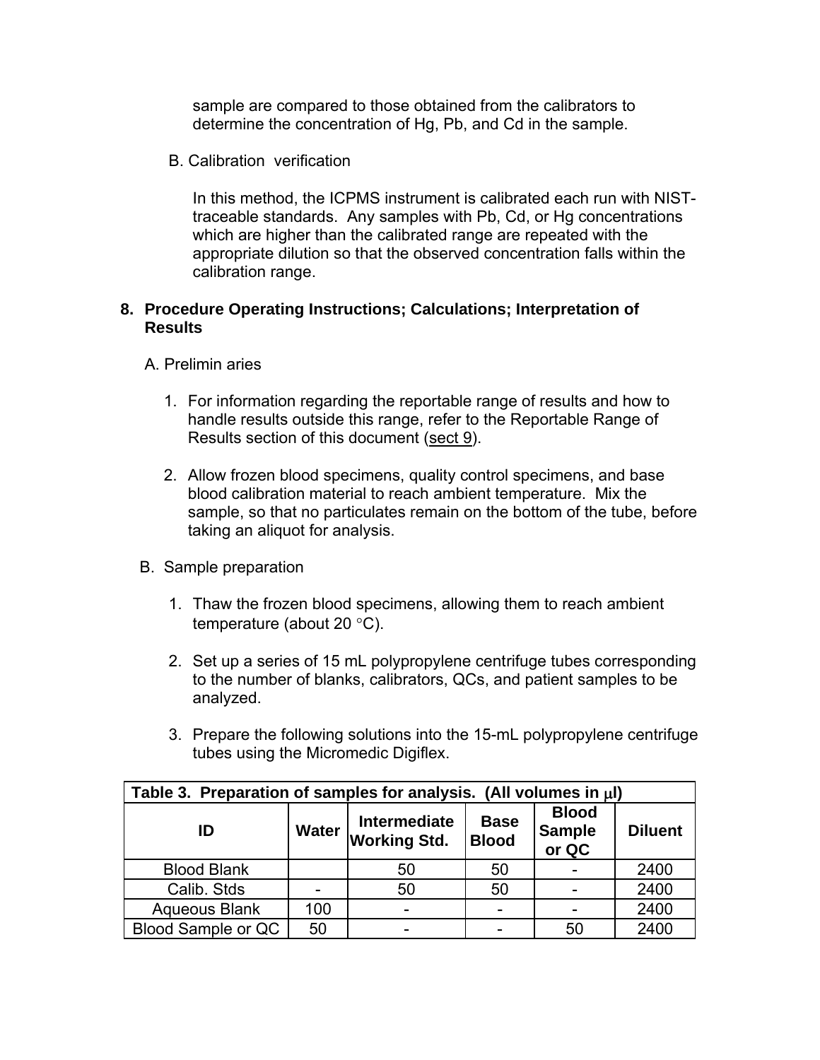sample are compared to those obtained from the calibrators to determine the concentration of Hg, Pb, and Cd in the sample.

B. Calibration verification

In this method, the ICPMS instrument is calibrated each run with NIST-traceable standards. Any samples with Pb, Cd, or Hg concentrations which are higher than the calibrated range are repeated with the appropriate dilution so that the observed concentration falls within the calibration range.

## 8. Procedure Operating Instructions; Calculations; Interpretation of Results

A. Prelimin aries

1. For information regarding the reportable range of results and how to handle results outside this range, refer to the Reportable Range of Results section of this document (sect 9).

2. Allow frozen blood specimens, quality control specimens, and base blood calibration material to reach ambient temperature. Mix the sample, so that no particulates remain on the bottom of the tube, before taking an aliquot for analysis.

B. Sample preparation

1. Thaw the frozen blood specimens, allowing them to reach ambient temperature (about 20 °C).

2. Set up a series of 15 mL polypropylene centrifuge tubes corresponding to the number of blanks, calibrators, QCs, and patient samples to be analyzed.

3. Prepare the following solutions into the 15-mL polypropylene centrifuge tubes using the Micromedic Digiflex.

**Table 3. Preparation of samples for analysis. (All volumes in μl)**

| ID | Water | Intermediate Working Std. | Base Blood | Blood Sample or QC | Diluent |
|---|---|---|---|---|---|
| Blood Blank | | 50 | 50 | - | 2400 |
| Calib. Stds | - | 50 | 50 | - | 2400 |
| Aqueous Blank | 100 | - | - | - | 2400 |
| Blood Sample or QC | 50 | - | - | 50 | 2400 |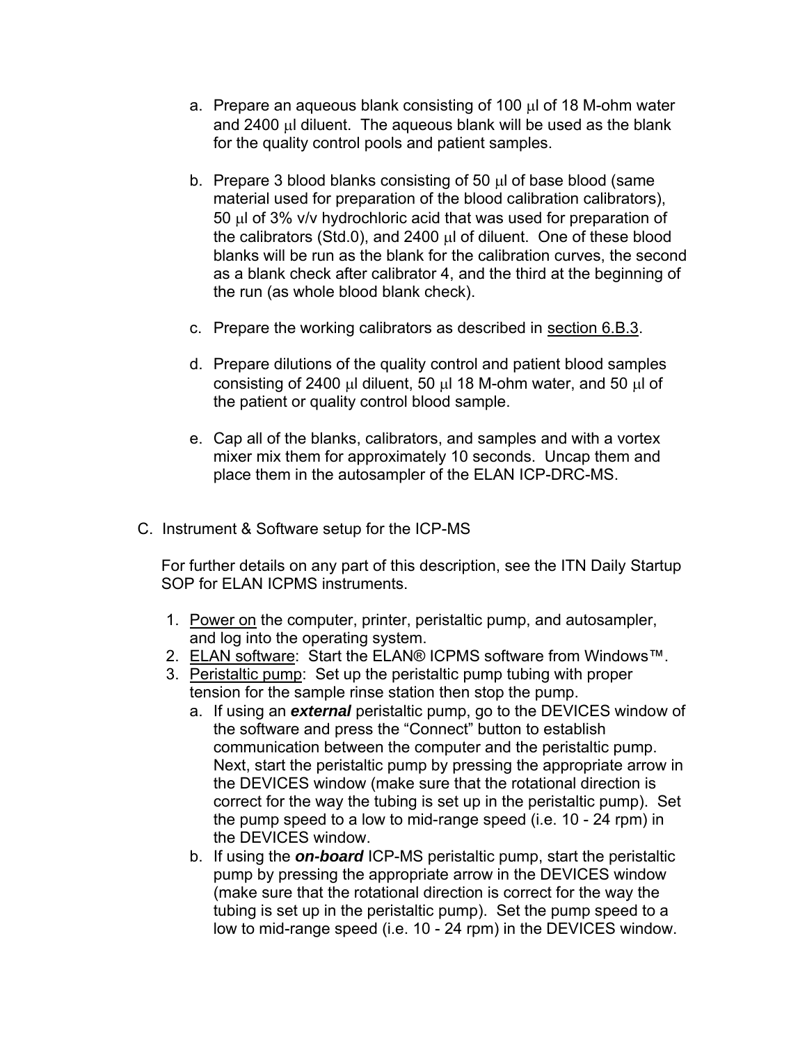a. Prepare an aqueous blank consisting of 100 µl of 18 M-ohm water and 2400 µl diluent. The aqueous blank will be used as the blank for the quality control pools and patient samples.

b. Prepare 3 blood blanks consisting of 50 µl of base blood (same material used for preparation of the blood calibration calibrators), 50 µl of 3% v/v hydrochloric acid that was used for preparation of the calibrators (Std.0), and 2400 µl of diluent. One of these blood blanks will be run as the blank for the calibration curves, the second as a blank check after calibrator 4, and the third at the beginning of the run (as whole blood blank check).

c. Prepare the working calibrators as described in section 6.B.3.

d. Prepare dilutions of the quality control and patient blood samples consisting of 2400 µl diluent, 50 µl 18 M-ohm water, and 50 µl of the patient or quality control blood sample.

e. Cap all of the blanks, calibrators, and samples and with a vortex mixer mix them for approximately 10 seconds. Uncap them and place them in the autosampler of the ELAN ICP-DRC-MS.

C. Instrument & Software setup for the ICP-MS

For further details on any part of this description, see the ITN Daily Startup SOP for ELAN ICPMS instruments.

1. Power on the computer, printer, peristaltic pump, and autosampler, and log into the operating system.
2. ELAN software: Start the ELAN® ICPMS software from Windows™.
3. Peristaltic pump: Set up the peristaltic pump tubing with proper tension for the sample rinse station then stop the pump.
   a. If using an ***external*** peristaltic pump, go to the DEVICES window of the software and press the "Connect" button to establish communication between the computer and the peristaltic pump. Next, start the peristaltic pump by pressing the appropriate arrow in the DEVICES window (make sure that the rotational direction is correct for the way the tubing is set up in the peristaltic pump). Set the pump speed to a low to mid-range speed (i.e. 10 - 24 rpm) in the DEVICES window.
   b. If using the ***on-board*** ICP-MS peristaltic pump, start the peristaltic pump by pressing the appropriate arrow in the DEVICES window (make sure that the rotational direction is correct for the way the tubing is set up in the peristaltic pump). Set the pump speed to a low to mid-range speed (i.e. 10 - 24 rpm) in the DEVICES window.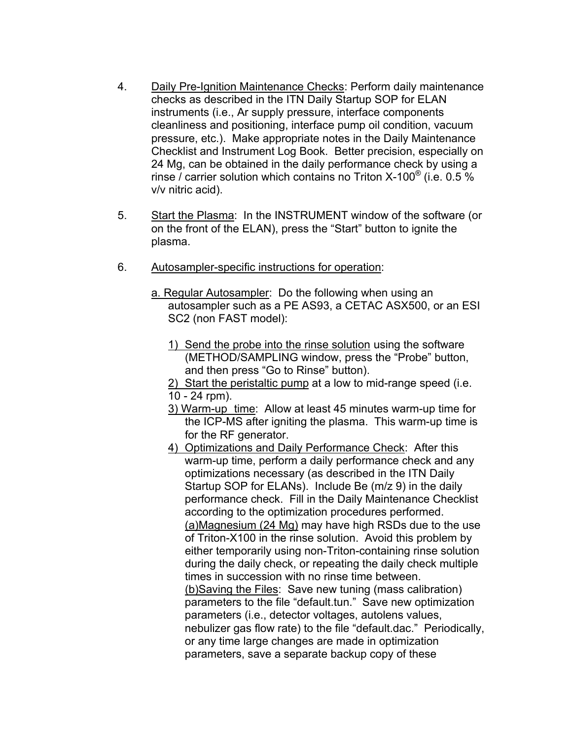4. <u>Daily Pre-Ignition Maintenance Checks</u>: Perform daily maintenance checks as described in the ITN Daily Startup SOP for ELAN instruments (i.e., Ar supply pressure, interface components cleanliness and positioning, interface pump oil condition, vacuum pressure, etc.). Make appropriate notes in the Daily Maintenance Checklist and Instrument Log Book. Better precision, especially on 24 Mg, can be obtained in the daily performance check by using a rinse / carrier solution which contains no Triton X-100® (i.e. 0.5 % v/v nitric acid).

5. <u>Start the Plasma</u>: In the INSTRUMENT window of the software (or on the front of the ELAN), press the "Start" button to ignite the plasma.

6. <u>Autosampler-specific instructions for operation</u>:

   <u>a. Regular Autosampler</u>: Do the following when using an autosampler such as a PE AS93, a CETAC ASX500, or an ESI SC2 (non FAST model):

   1) <u>Send the probe into the rinse solution</u> using the software (METHOD/SAMPLING window, press the "Probe" button, and then press "Go to Rinse" button).
   2) <u>Start the peristaltic pump</u> at a low to mid-range speed (i.e. 10 - 24 rpm).
   3) <u>Warm-up time</u>: Allow at least 45 minutes warm-up time for the ICP-MS after igniting the plasma. This warm-up time is for the RF generator.
   4) <u>Optimizations and Daily Performance Check</u>: After this warm-up time, perform a daily performance check and any optimizations necessary (as described in the ITN Daily Startup SOP for ELANs). Include Be (m/z 9) in the daily performance check. Fill in the Daily Maintenance Checklist according to the optimization procedures performed.
      <u>(a)Magnesium (24 Mg)</u> may have high RSDs due to the use of Triton-X100 in the rinse solution. Avoid this problem by either temporarily using non-Triton-containing rinse solution during the daily check, or repeating the daily check multiple times in succession with no rinse time between.
      <u>(b)Saving the Files</u>: Save new tuning (mass calibration) parameters to the file "default.tun." Save new optimization parameters (i.e., detector voltages, autolens values, nebulizer gas flow rate) to the file "default.dac." Periodically, or any time large changes are made in optimization parameters, save a separate backup copy of these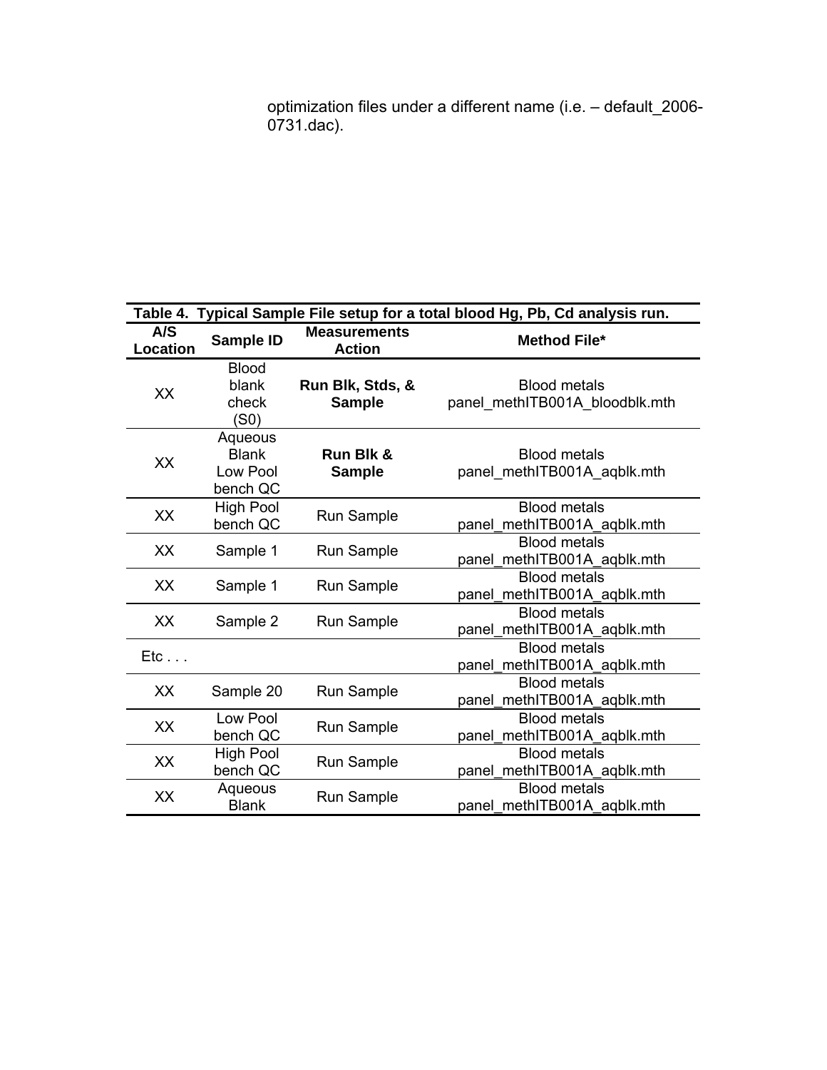optimization files under a different name (i.e. – default_2006-0731.dac).

**Table 4. Typical Sample File setup for a total blood Hg, Pb, Cd analysis run.**

| A/S Location | Sample ID | Measurements Action | Method File* |
|---|---|---|---|
| XX | Blood blank check (S0) | **Run Blk, Stds, & Sample** | Blood metals panel_methITB001A_bloodblk.mth |
| XX | Aqueous Blank Low Pool bench QC | **Run Blk & Sample** | Blood metals panel_methITB001A_aqblk.mth |
| XX | High Pool bench QC | Run Sample | Blood metals panel_methITB001A_aqblk.mth |
| XX | Sample 1 | Run Sample | Blood metals panel_methITB001A_aqblk.mth |
| XX | Sample 1 | Run Sample | Blood metals panel_methITB001A_aqblk.mth |
| XX | Sample 2 | Run Sample | Blood metals panel_methITB001A_aqblk.mth |
| Etc . . . | | | Blood metals panel_methITB001A_aqblk.mth |
| XX | Sample 20 | Run Sample | Blood metals panel_methITB001A_aqblk.mth |
| XX | Low Pool bench QC | Run Sample | Blood metals panel_methITB001A_aqblk.mth |
| XX | High Pool bench QC | Run Sample | Blood metals panel_methITB001A_aqblk.mth |
| XX | Aqueous Blank | Run Sample | Blood metals panel_methITB001A_aqblk.mth |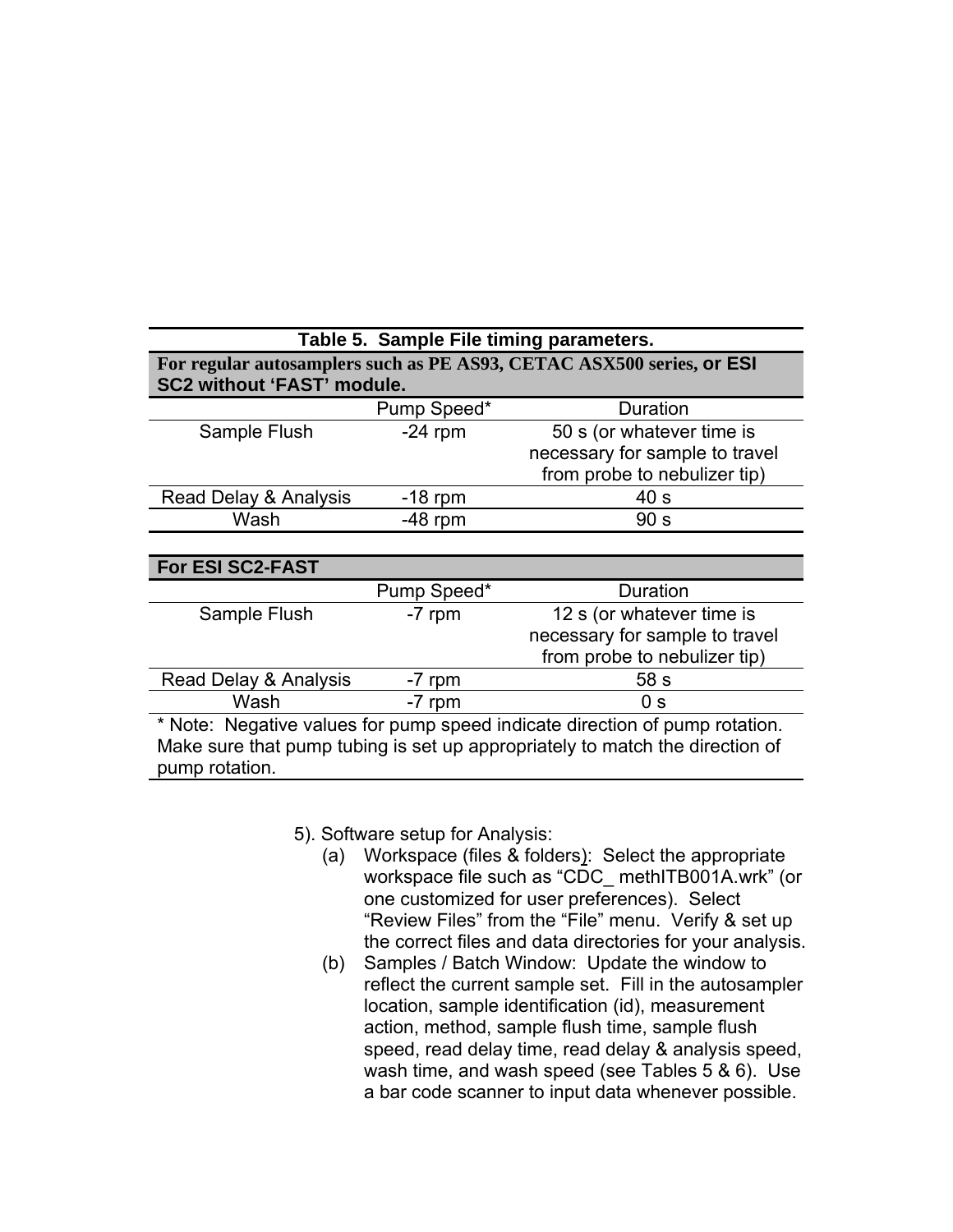**Table 5. Sample File timing parameters.**

| For regular autosamplers such as PE AS93, CETAC ASX500 series, or ESI SC2 without 'FAST' module. | | |
|---|---|---|
| | Pump Speed* | Duration |
| Sample Flush | -24 rpm | 50 s (or whatever time is necessary for sample to travel from probe to nebulizer tip) |
| Read Delay & Analysis | -18 rpm | 40 s |
| Wash | -48 rpm | 90 s |

| For ESI SC2-FAST | | |
|---|---|---|
| | Pump Speed* | Duration |
| Sample Flush | -7 rpm | 12 s (or whatever time is necessary for sample to travel from probe to nebulizer tip) |
| Read Delay & Analysis | -7 rpm | 58 s |
| Wash | -7 rpm | 0 s |

* Note: Negative values for pump speed indicate direction of pump rotation. Make sure that pump tubing is set up appropriately to match the direction of pump rotation.

5). Software setup for Analysis:

(a) Workspace (files & folders): Select the appropriate workspace file such as "CDC_ methITB001A.wrk" (or one customized for user preferences). Select "Review Files" from the "File" menu. Verify & set up the correct files and data directories for your analysis.

(b) Samples / Batch Window: Update the window to reflect the current sample set. Fill in the autosampler location, sample identification (id), measurement action, method, sample flush time, sample flush speed, read delay time, read delay & analysis speed, wash time, and wash speed (see Tables 5 & 6). Use a bar code scanner to input data whenever possible.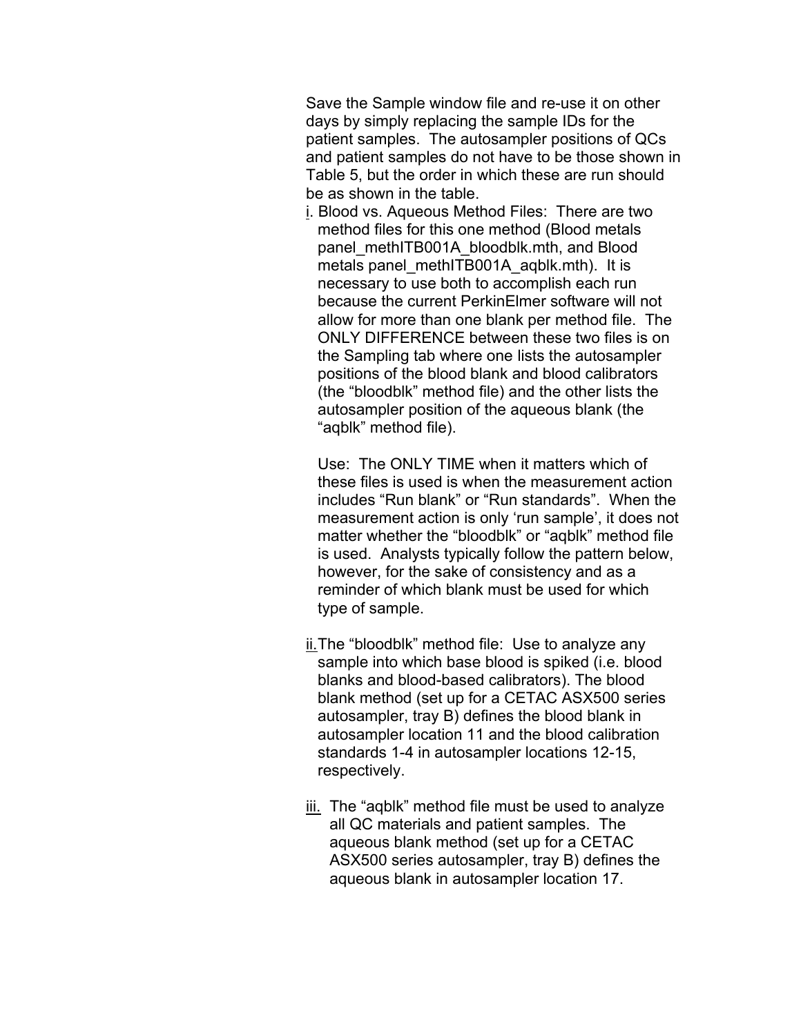Save the Sample window file and re-use it on other days by simply replacing the sample IDs for the patient samples. The autosampler positions of QCs and patient samples do not have to be those shown in Table 5, but the order in which these are run should be as shown in the table.

i. Blood vs. Aqueous Method Files: There are two method files for this one method (Blood metals panel_methITB001A_bloodblk.mth, and Blood metals panel_methITB001A_aqblk.mth). It is necessary to use both to accomplish each run because the current PerkinElmer software will not allow for more than one blank per method file. The ONLY DIFFERENCE between these two files is on the Sampling tab where one lists the autosampler positions of the blood blank and blood calibrators (the "bloodblk" method file) and the other lists the autosampler position of the aqueous blank (the "aqblk" method file).

   Use: The ONLY TIME when it matters which of these files is used is when the measurement action includes "Run blank" or "Run standards". When the measurement action is only 'run sample', it does not matter whether the "bloodblk" or "aqblk" method file is used. Analysts typically follow the pattern below, however, for the sake of consistency and as a reminder of which blank must be used for which type of sample.

ii. The "bloodblk" method file: Use to analyze any sample into which base blood is spiked (i.e. blood blanks and blood-based calibrators). The blood blank method (set up for a CETAC ASX500 series autosampler, tray B) defines the blood blank in autosampler location 11 and the blood calibration standards 1-4 in autosampler locations 12-15, respectively.

iii. The "aqblk" method file must be used to analyze all QC materials and patient samples. The aqueous blank method (set up for a CETAC ASX500 series autosampler, tray B) defines the aqueous blank in autosampler location 17.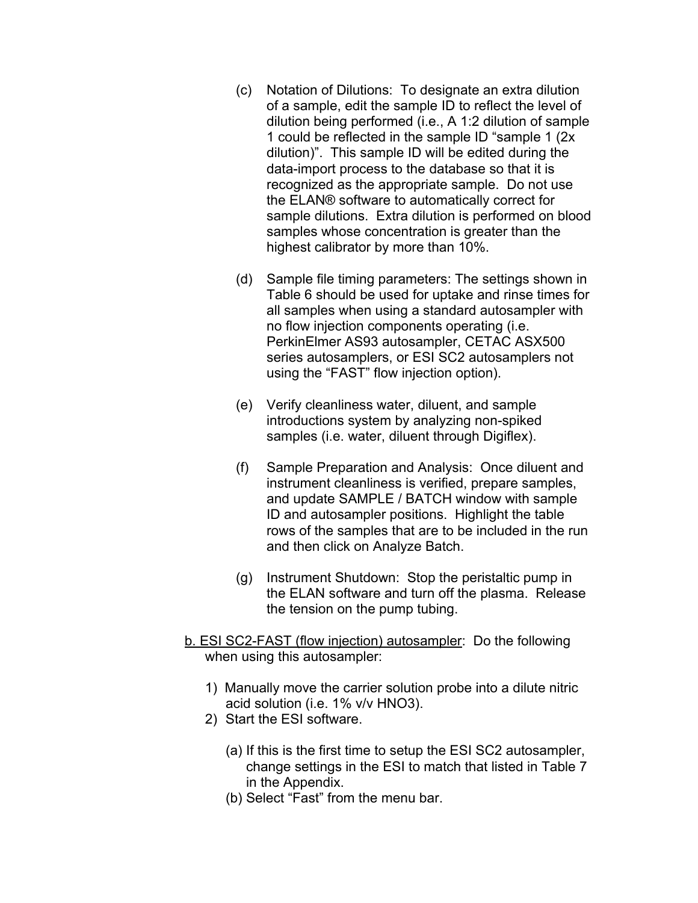(c) Notation of Dilutions: To designate an extra dilution of a sample, edit the sample ID to reflect the level of dilution being performed (i.e., A 1:2 dilution of sample 1 could be reflected in the sample ID "sample 1 (2x dilution)". This sample ID will be edited during the data-import process to the database so that it is recognized as the appropriate sample. Do not use the ELAN® software to automatically correct for sample dilutions. Extra dilution is performed on blood samples whose concentration is greater than the highest calibrator by more than 10%.

(d) Sample file timing parameters: The settings shown in Table 6 should be used for uptake and rinse times for all samples when using a standard autosampler with no flow injection components operating (i.e. PerkinElmer AS93 autosampler, CETAC ASX500 series autosamplers, or ESI SC2 autosamplers not using the "FAST" flow injection option).

(e) Verify cleanliness water, diluent, and sample introductions system by analyzing non-spiked samples (i.e. water, diluent through Digiflex).

(f) Sample Preparation and Analysis: Once diluent and instrument cleanliness is verified, prepare samples, and update SAMPLE / BATCH window with sample ID and autosampler positions. Highlight the table rows of the samples that are to be included in the run and then click on Analyze Batch.

(g) Instrument Shutdown: Stop the peristaltic pump in the ELAN software and turn off the plasma. Release the tension on the pump tubing.

<u>b. ESI SC2-FAST (flow injection) autosampler</u>: Do the following when using this autosampler:

1) Manually move the carrier solution probe into a dilute nitric acid solution (i.e. 1% v/v $HNO_3$).
2) Start the ESI software.

   (a) If this is the first time to setup the ESI SC2 autosampler, change settings in the ESI to match that listed in Table 7 in the Appendix.
   (b) Select "Fast" from the menu bar.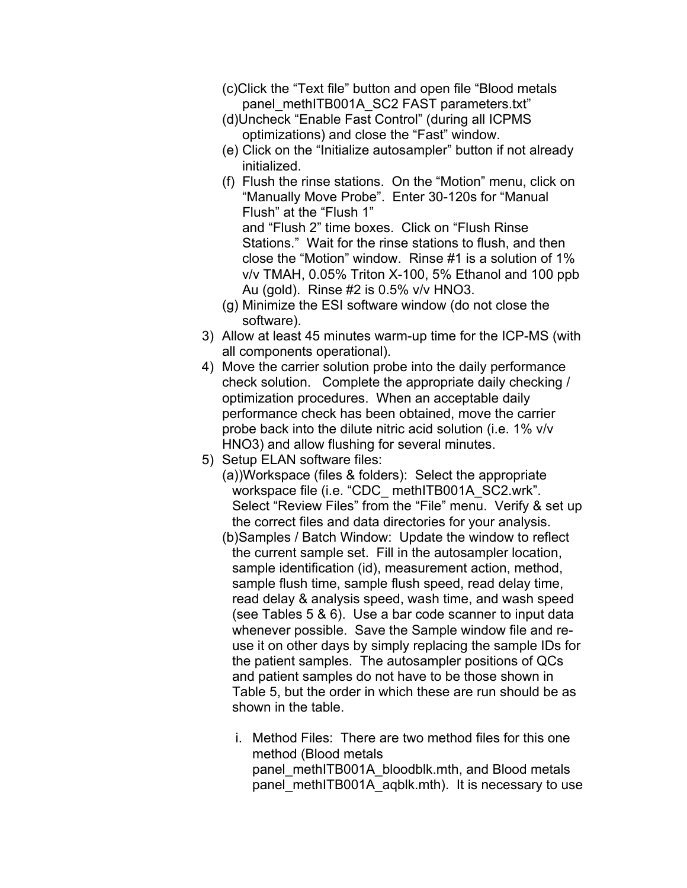(c) Click the “Text file” button and open file “Blood metals panel_methITB001A_SC2 FAST parameters.txt”

(d) Uncheck “Enable Fast Control” (during all ICPMS optimizations) and close the “Fast” window.

(e) Click on the “Initialize autosampler” button if not already initialized.

(f) Flush the rinse stations. On the “Motion” menu, click on “Manually Move Probe”. Enter 30-120s for “Manual Flush” at the “Flush 1” and “Flush 2” time boxes. Click on “Flush Rinse Stations.” Wait for the rinse stations to flush, and then close the “Motion” window. Rinse #1 is a solution of 1% v/v TMAH, 0.05% Triton X-100, 5% Ethanol and 100 ppb Au (gold). Rinse #2 is 0.5% v/v $HNO_3$.

(g) Minimize the ESI software window (do not close the software).

3) Allow at least 45 minutes warm-up time for the ICP-MS (with all components operational).

4) Move the carrier solution probe into the daily performance check solution. Complete the appropriate daily checking / optimization procedures. When an acceptable daily performance check has been obtained, move the carrier probe back into the dilute nitric acid solution (i.e. 1% v/v $HNO_3$) and allow flushing for several minutes.

5) Setup ELAN software files:

(a)) Workspace (files & folders): Select the appropriate workspace file (i.e. “CDC_ methITB001A_SC2.wrk”. Select “Review Files” from the “File” menu. Verify & set up the correct files and data directories for your analysis.

(b) Samples / Batch Window: Update the window to reflect the current sample set. Fill in the autosampler location, sample identification (id), measurement action, method, sample flush time, sample flush speed, read delay time, read delay & analysis speed, wash time, and wash speed (see Tables 5 & 6). Use a bar code scanner to input data whenever possible. Save the Sample window file and re-use it on other days by simply replacing the sample IDs for the patient samples. The autosampler positions of QCs and patient samples do not have to be those shown in Table 5, but the order in which these are run should be as shown in the table.

i. Method Files: There are two method files for this one method (Blood metals panel_methITB001A_bloodblk.mth, and Blood metals panel_methITB001A_aqblk.mth). It is necessary to use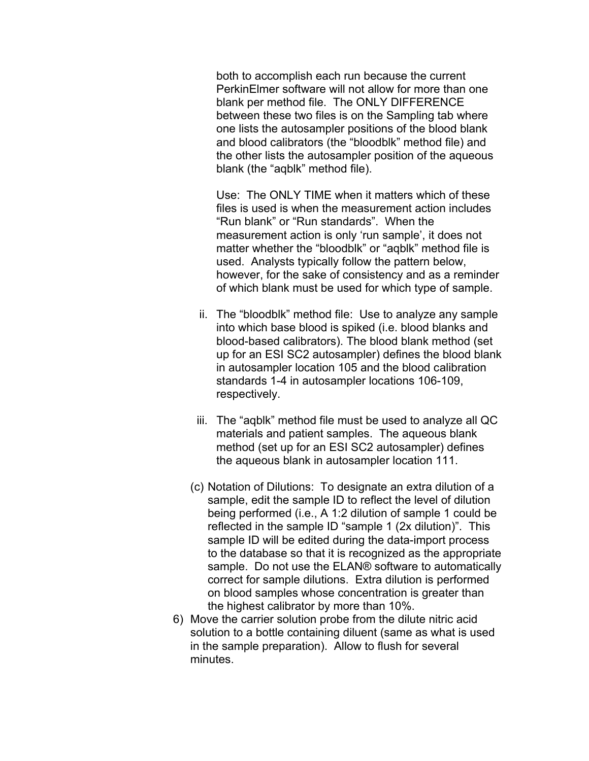both to accomplish each run because the current PerkinElmer software will not allow for more than one blank per method file. The ONLY DIFFERENCE between these two files is on the Sampling tab where one lists the autosampler positions of the blood blank and blood calibrators (the “bloodblk” method file) and the other lists the autosampler position of the aqueous blank (the “aqblk” method file).

Use: The ONLY TIME when it matters which of these files is used is when the measurement action includes “Run blank” or “Run standards”. When the measurement action is only ‘run sample’, it does not matter whether the “bloodblk” or “aqblk” method file is used. Analysts typically follow the pattern below, however, for the sake of consistency and as a reminder of which blank must be used for which type of sample.

ii. The “bloodblk” method file: Use to analyze any sample into which base blood is spiked (i.e. blood blanks and blood-based calibrators). The blood blank method (set up for an ESI SC2 autosampler) defines the blood blank in autosampler location 105 and the blood calibration standards 1-4 in autosampler locations 106-109, respectively.

iii. The “aqblk” method file must be used to analyze all QC materials and patient samples. The aqueous blank method (set up for an ESI SC2 autosampler) defines the aqueous blank in autosampler location 111.

(c) Notation of Dilutions: To designate an extra dilution of a sample, edit the sample ID to reflect the level of dilution being performed (i.e., A 1:2 dilution of sample 1 could be reflected in the sample ID “sample 1 (2x dilution)”. This sample ID will be edited during the data-import process to the database so that it is recognized as the appropriate sample. Do not use the ELAN® software to automatically correct for sample dilutions. Extra dilution is performed on blood samples whose concentration is greater than the highest calibrator by more than 10%.

6) Move the carrier solution probe from the dilute nitric acid solution to a bottle containing diluent (same as what is used in the sample preparation). Allow to flush for several minutes.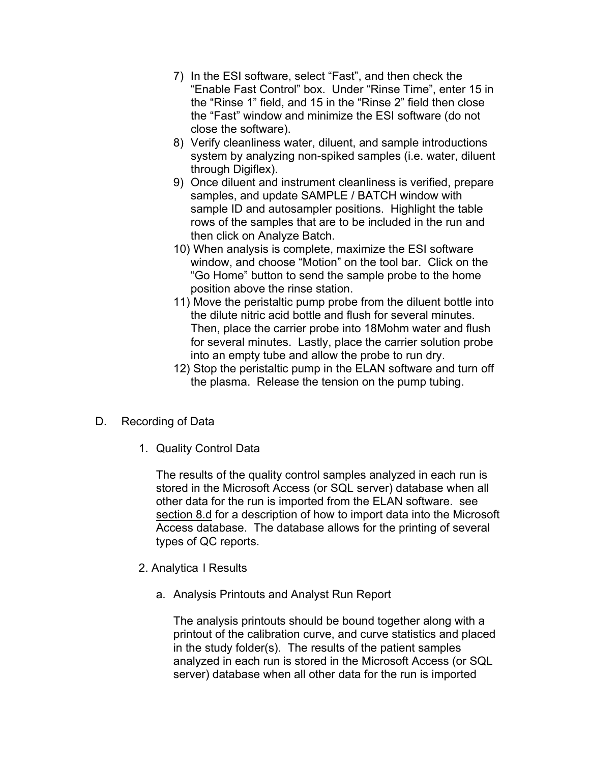7) In the ESI software, select "Fast", and then check the "Enable Fast Control" box. Under "Rinse Time", enter 15 in the "Rinse 1" field, and 15 in the "Rinse 2" field then close the "Fast" window and minimize the ESI software (do not close the software).
8) Verify cleanliness water, diluent, and sample introductions system by analyzing non-spiked samples (i.e. water, diluent through Digiflex).
9) Once diluent and instrument cleanliness is verified, prepare samples, and update SAMPLE / BATCH window with sample ID and autosampler positions. Highlight the table rows of the samples that are to be included in the run and then click on Analyze Batch.
10) When analysis is complete, maximize the ESI software window, and choose "Motion" on the tool bar. Click on the "Go Home" button to send the sample probe to the home position above the rinse station.
11) Move the peristaltic pump probe from the diluent bottle into the dilute nitric acid bottle and flush for several minutes. Then, place the carrier probe into 18Mohm water and flush for several minutes. Lastly, place the carrier solution probe into an empty tube and allow the probe to run dry.
12) Stop the peristaltic pump in the ELAN software and turn off the plasma. Release the tension on the pump tubing.

D. Recording of Data

1. Quality Control Data

The results of the quality control samples analyzed in each run is stored in the Microsoft Access (or SQL server) database when all other data for the run is imported from the ELAN software. see section 8.d for a description of how to import data into the Microsoft Access database. The database allows for the printing of several types of QC reports.

2. Analytica l Results

a. Analysis Printouts and Analyst Run Report

The analysis printouts should be bound together along with a printout of the calibration curve, and curve statistics and placed in the study folder(s). The results of the patient samples analyzed in each run is stored in the Microsoft Access (or SQL server) database when all other data for the run is imported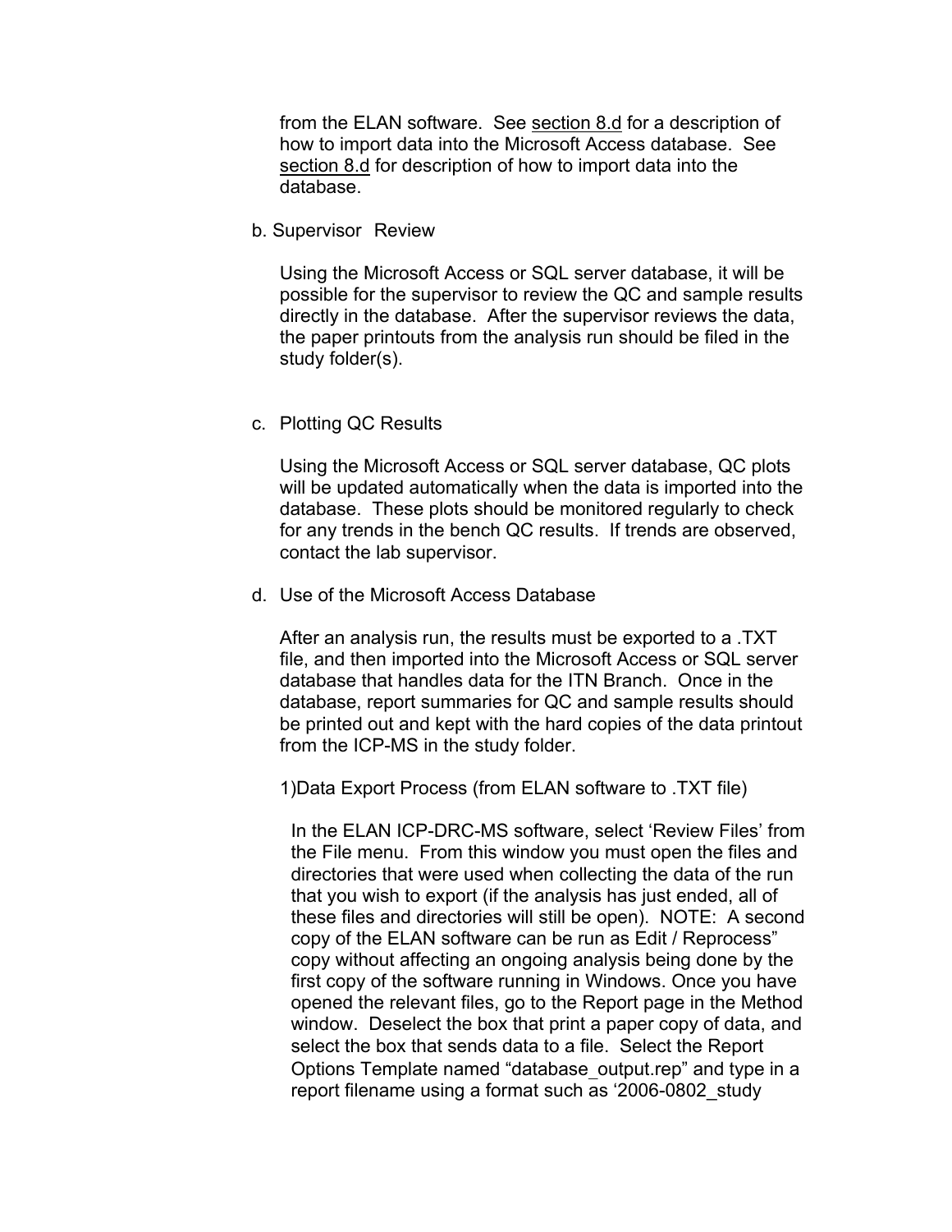from the ELAN software. See section 8.d for a description of how to import data into the Microsoft Access database. See section 8.d for description of how to import data into the database.

b. Supervisor Review

Using the Microsoft Access or SQL server database, it will be possible for the supervisor to review the QC and sample results directly in the database. After the supervisor reviews the data, the paper printouts from the analysis run should be filed in the study folder(s).

c. Plotting QC Results

Using the Microsoft Access or SQL server database, QC plots will be updated automatically when the data is imported into the database. These plots should be monitored regularly to check for any trends in the bench QC results. If trends are observed, contact the lab supervisor.

d. Use of the Microsoft Access Database

After an analysis run, the results must be exported to a .TXT file, and then imported into the Microsoft Access or SQL server database that handles data for the ITN Branch. Once in the database, report summaries for QC and sample results should be printed out and kept with the hard copies of the data printout from the ICP-MS in the study folder.

1)Data Export Process (from ELAN software to .TXT file)

In the ELAN ICP-DRC-MS software, select 'Review Files' from the File menu. From this window you must open the files and directories that were used when collecting the data of the run that you wish to export (if the analysis has just ended, all of these files and directories will still be open). NOTE: A second copy of the ELAN software can be run as Edit / Reprocess" copy without affecting an ongoing analysis being done by the first copy of the software running in Windows. Once you have opened the relevant files, go to the Report page in the Method window. Deselect the box that print a paper copy of data, and select the box that sends data to a file. Select the Report Options Template named "database_output.rep" and type in a report filename using a format such as '2006-0802_study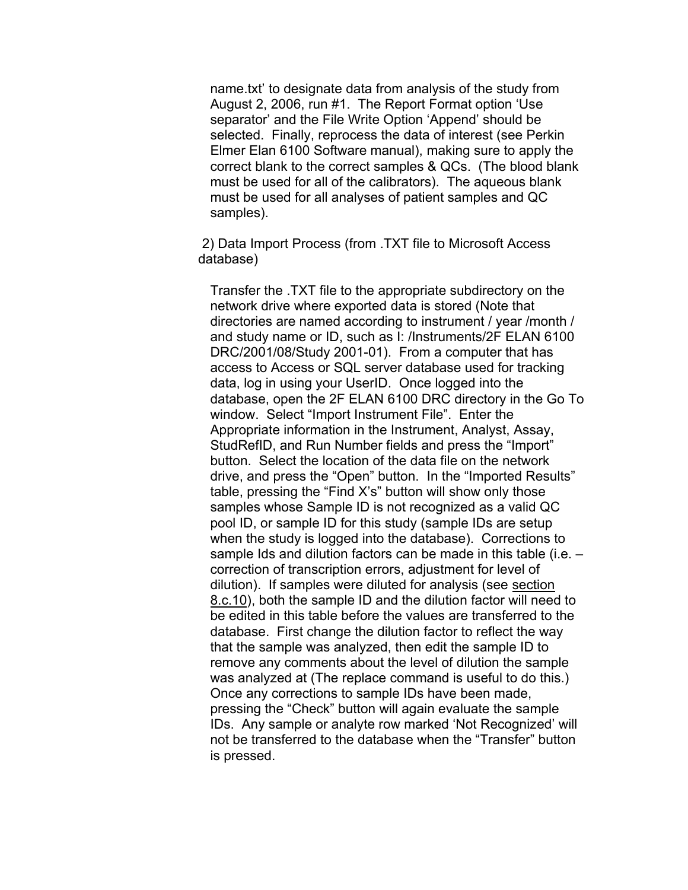name.txt' to designate data from analysis of the study from August 2, 2006, run #1. The Report Format option 'Use separator' and the File Write Option 'Append' should be selected. Finally, reprocess the data of interest (see Perkin Elmer Elan 6100 Software manual), making sure to apply the correct blank to the correct samples & QCs. (The blood blank must be used for all of the calibrators). The aqueous blank must be used for all analyses of patient samples and QC samples).

2) Data Import Process (from .TXT file to Microsoft Access database)

Transfer the .TXT file to the appropriate subdirectory on the network drive where exported data is stored (Note that directories are named according to instrument / year /month / and study name or ID, such as I: /Instruments/2F ELAN 6100 DRC/2001/08/Study 2001-01). From a computer that has access to Access or SQL server database used for tracking data, log in using your UserID. Once logged into the database, open the 2F ELAN 6100 DRC directory in the Go To window. Select "Import Instrument File". Enter the Appropriate information in the Instrument, Analyst, Assay, StudRefID, and Run Number fields and press the "Import" button. Select the location of the data file on the network drive, and press the "Open" button. In the "Imported Results" table, pressing the "Find X's" button will show only those samples whose Sample ID is not recognized as a valid QC pool ID, or sample ID for this study (sample IDs are setup when the study is logged into the database). Corrections to sample Ids and dilution factors can be made in this table (i.e. – correction of transcription errors, adjustment for level of dilution). If samples were diluted for analysis (see section 8.c.10), both the sample ID and the dilution factor will need to be edited in this table before the values are transferred to the database. First change the dilution factor to reflect the way that the sample was analyzed, then edit the sample ID to remove any comments about the level of dilution the sample was analyzed at (The replace command is useful to do this.) Once any corrections to sample IDs have been made, pressing the "Check" button will again evaluate the sample IDs. Any sample or analyte row marked 'Not Recognized' will not be transferred to the database when the "Transfer" button is pressed.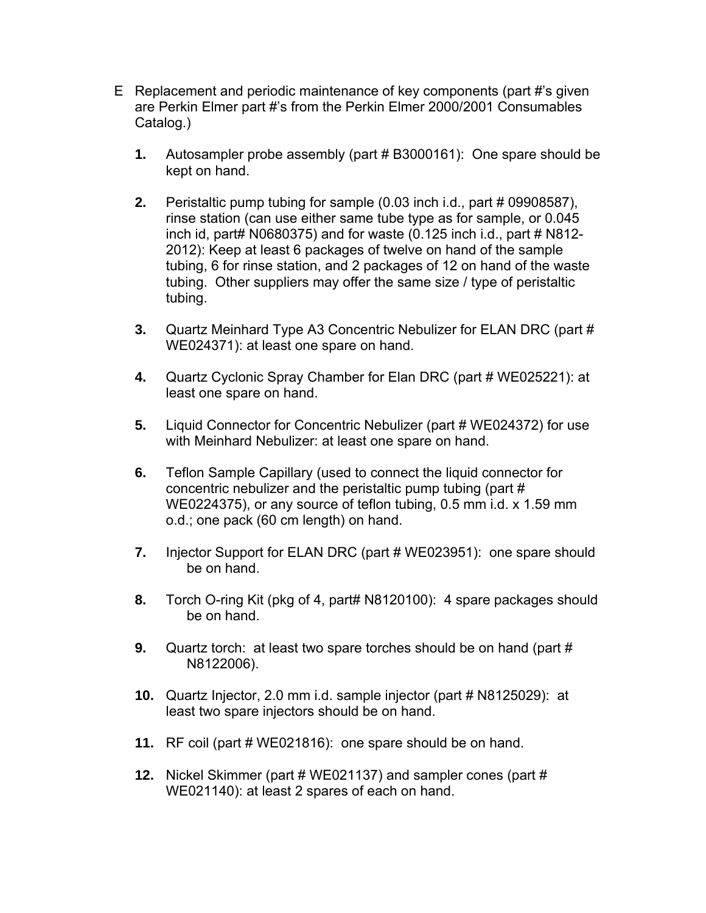E Replacement and periodic maintenance of key components (part #'s given are Perkin Elmer part #'s from the Perkin Elmer 2000/2001 Consumables Catalog.)

1. Autosampler probe assembly (part # B3000161): One spare should be kept on hand.

2. Peristaltic pump tubing for sample (0.03 inch i.d., part # 09908587), rinse station (can use either same tube type as for sample, or 0.045 inch id, part# N0680375) and for waste (0.125 inch i.d., part # N812-2012): Keep at least 6 packages of twelve on hand of the sample tubing, 6 for rinse station, and 2 packages of 12 on hand of the waste tubing. Other suppliers may offer the same size / type of peristaltic tubing.

3. Quartz Meinhard Type A3 Concentric Nebulizer for ELAN DRC (part # WE024371): at least one spare on hand.

4. Quartz Cyclonic Spray Chamber for Elan DRC (part # WE025221): at least one spare on hand.

5. Liquid Connector for Concentric Nebulizer (part # WE024372) for use with Meinhard Nebulizer: at least one spare on hand.

6. Teflon Sample Capillary (used to connect the liquid connector for concentric nebulizer and the peristaltic pump tubing (part # WE0224375), or any source of teflon tubing, 0.5 mm i.d. x 1.59 mm o.d.; one pack (60 cm length) on hand.

7. Injector Support for ELAN DRC (part # WE023951): one spare should be on hand.

8. Torch O-ring Kit (pkg of 4, part# N8120100): 4 spare packages should be on hand.

9. Quartz torch: at least two spare torches should be on hand (part # N8122006).

10. Quartz Injector, 2.0 mm i.d. sample injector (part # N8125029): at least two spare injectors should be on hand.

11. RF coil (part # WE021816): one spare should be on hand.

12. Nickel Skimmer (part # WE021137) and sampler cones (part # WE021140): at least 2 spares of each on hand.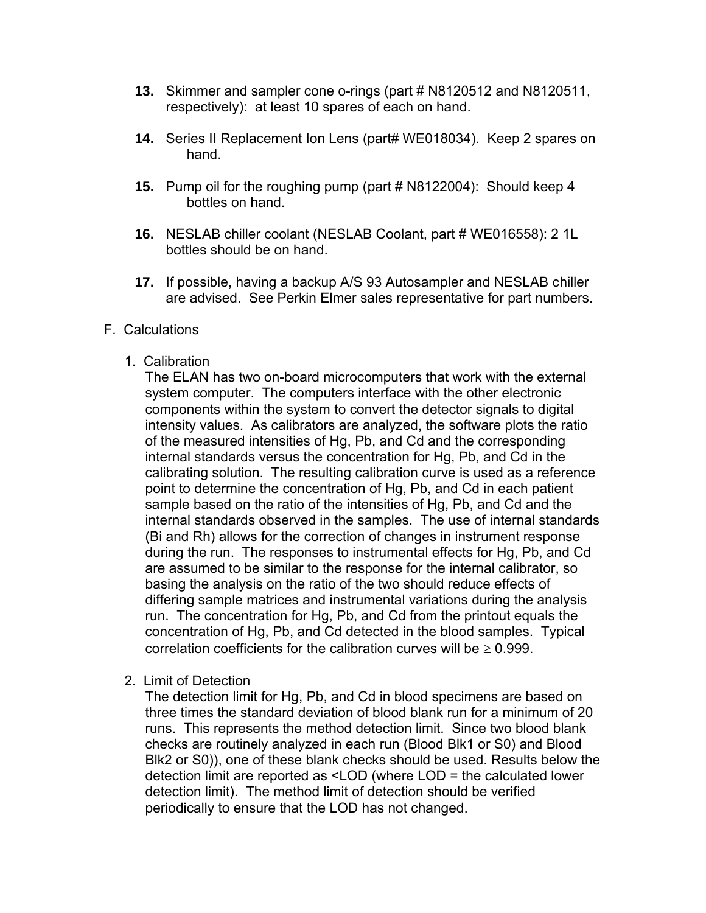13. Skimmer and sampler cone o-rings (part # N8120512 and N8120511, respectively): at least 10 spares of each on hand.

14. Series II Replacement Ion Lens (part# WE018034). Keep 2 spares on hand.

15. Pump oil for the roughing pump (part # N8122004): Should keep 4 bottles on hand.

16. NESLAB chiller coolant (NESLAB Coolant, part # WE016558): 2 1L bottles should be on hand.

17. If possible, having a backup A/S 93 Autosampler and NESLAB chiller are advised. See Perkin Elmer sales representative for part numbers.

F. Calculations

1. Calibration

The ELAN has two on-board microcomputers that work with the external system computer. The computers interface with the other electronic components within the system to convert the detector signals to digital intensity values. As calibrators are analyzed, the software plots the ratio of the measured intensities of Hg, Pb, and Cd and the corresponding internal standards versus the concentration for Hg, Pb, and Cd in the calibrating solution. The resulting calibration curve is used as a reference point to determine the concentration of Hg, Pb, and Cd in each patient sample based on the ratio of the intensities of Hg, Pb, and Cd and the internal standards observed in the samples. The use of internal standards (Bi and Rh) allows for the correction of changes in instrument response during the run. The responses to instrumental effects for Hg, Pb, and Cd are assumed to be similar to the response for the internal calibrator, so basing the analysis on the ratio of the two should reduce effects of differing sample matrices and instrumental variations during the analysis run. The concentration for Hg, Pb, and Cd from the printout equals the concentration of Hg, Pb, and Cd detected in the blood samples. Typical correlation coefficients for the calibration curves will be $\geq$ 0.999.

2. Limit of Detection

The detection limit for Hg, Pb, and Cd in blood specimens are based on three times the standard deviation of blood blank run for a minimum of 20 runs. This represents the method detection limit. Since two blood blank checks are routinely analyzed in each run (Blood Blk1 or S0) and Blood Blk2 or S0)), one of these blank checks should be used. Results below the detection limit are reported as <LOD (where LOD = the calculated lower detection limit). The method limit of detection should be verified periodically to ensure that the LOD has not changed.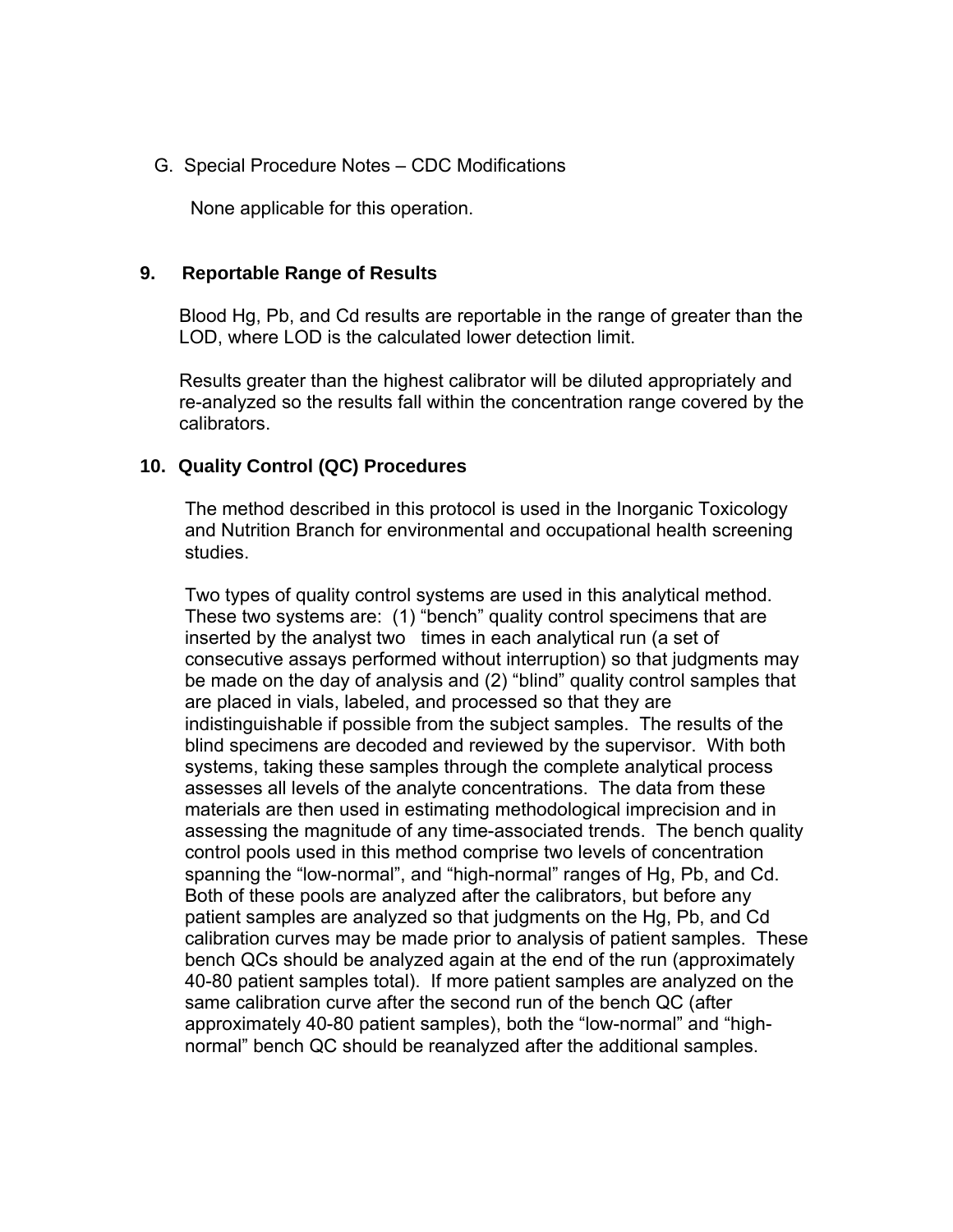G. Special Procedure Notes – CDC Modifications

None applicable for this operation.

## 9. Reportable Range of Results

Blood Hg, Pb, and Cd results are reportable in the range of greater than the LOD, where LOD is the calculated lower detection limit.

Results greater than the highest calibrator will be diluted appropriately and re-analyzed so the results fall within the concentration range covered by the calibrators.

## 10. Quality Control (QC) Procedures

The method described in this protocol is used in the Inorganic Toxicology and Nutrition Branch for environmental and occupational health screening studies.

Two types of quality control systems are used in this analytical method. These two systems are: (1) "bench" quality control specimens that are inserted by the analyst two times in each analytical run (a set of consecutive assays performed without interruption) so that judgments may be made on the day of analysis and (2) "blind" quality control samples that are placed in vials, labeled, and processed so that they are indistinguishable if possible from the subject samples. The results of the blind specimens are decoded and reviewed by the supervisor. With both systems, taking these samples through the complete analytical process assesses all levels of the analyte concentrations. The data from these materials are then used in estimating methodological imprecision and in assessing the magnitude of any time-associated trends. The bench quality control pools used in this method comprise two levels of concentration spanning the "low-normal", and "high-normal" ranges of Hg, Pb, and Cd. Both of these pools are analyzed after the calibrators, but before any patient samples are analyzed so that judgments on the Hg, Pb, and Cd calibration curves may be made prior to analysis of patient samples. These bench QCs should be analyzed again at the end of the run (approximately 40-80 patient samples total). If more patient samples are analyzed on the same calibration curve after the second run of the bench QC (after approximately 40-80 patient samples), both the "low-normal" and "high-normal" bench QC should be reanalyzed after the additional samples.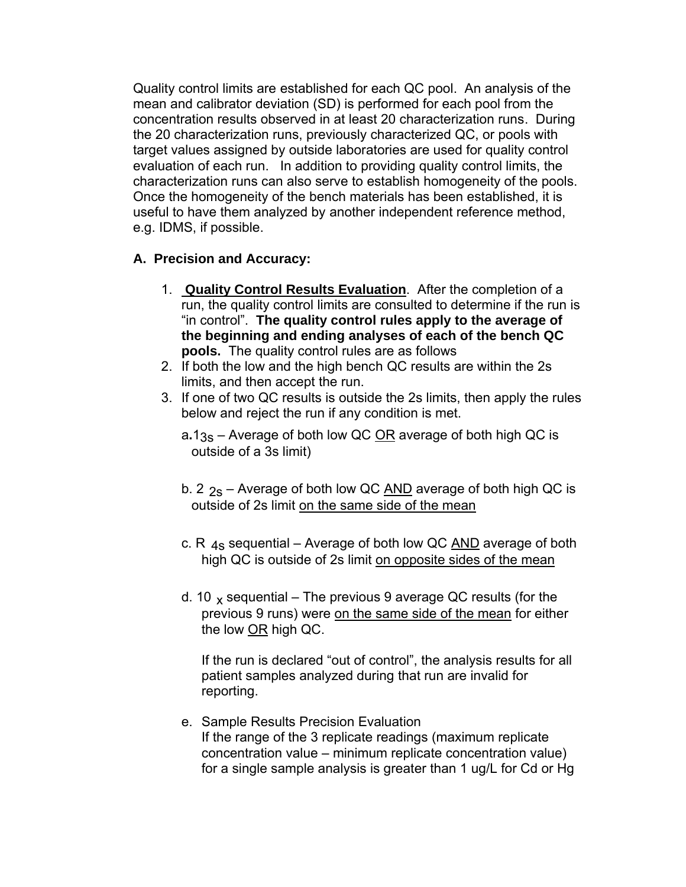Quality control limits are established for each QC pool. An analysis of the mean and calibrator deviation (SD) is performed for each pool from the concentration results observed in at least 20 characterization runs. During the 20 characterization runs, previously characterized QC, or pools with target values assigned by outside laboratories are used for quality control evaluation of each run. In addition to providing quality control limits, the characterization runs can also serve to establish homogeneity of the pools. Once the homogeneity of the bench materials has been established, it is useful to have them analyzed by another independent reference method, e.g. IDMS, if possible.

**A. Precision and Accuracy:**

1. **Quality Control Results Evaluation**. After the completion of a run, the quality control limits are consulted to determine if the run is "in control". **The quality control rules apply to the average of the beginning and ending analyses of each of the bench QC pools.** The quality control rules are as follows
2. If both the low and the high bench QC results are within the 2s limits, and then accept the run.
3. If one of two QC results is outside the 2s limits, then apply the rules below and reject the run if any condition is met.

   a. $1_{3S}$ – Average of both low QC OR average of both high QC is outside of a 3s limit)

   b. $2_{2S}$ – Average of both low QC AND average of both high QC is outside of 2s limit on the same side of the mean

   c. $R_{4S}$ sequential – Average of both low QC AND average of both high QC is outside of 2s limit on opposite sides of the mean

   d. $10_{X}$ sequential – The previous 9 average QC results (for the previous 9 runs) were on the same side of the mean for either the low OR high QC.

   If the run is declared "out of control", the analysis results for all patient samples analyzed during that run are invalid for reporting.

   e. Sample Results Precision Evaluation
   If the range of the 3 replicate readings (maximum replicate concentration value – minimum replicate concentration value) for a single sample analysis is greater than 1 ug/L for Cd or Hg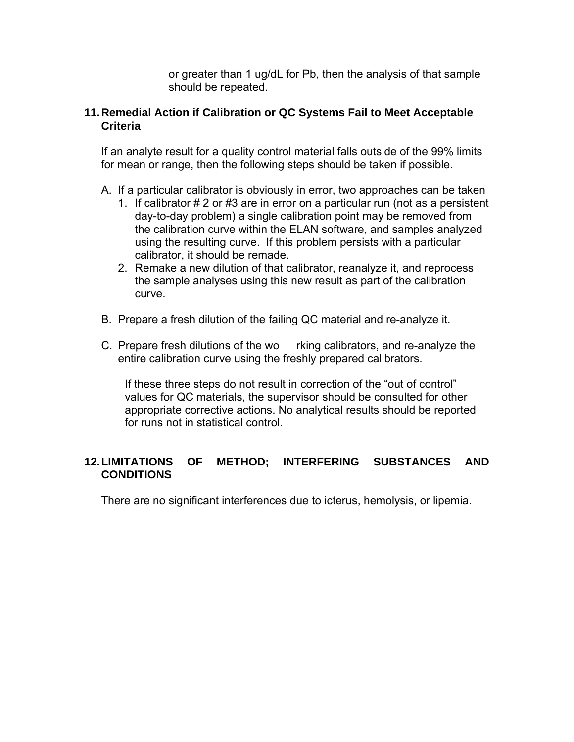or greater than 1 ug/dL for Pb, then the analysis of that sample should be repeated.

## 11. Remedial Action if Calibration or QC Systems Fail to Meet Acceptable Criteria

If an analyte result for a quality control material falls outside of the 99% limits for mean or range, then the following steps should be taken if possible.

A. If a particular calibrator is obviously in error, two approaches can be taken
   1. If calibrator # 2 or #3 are in error on a particular run (not as a persistent day-to-day problem) a single calibration point may be removed from the calibration curve within the ELAN software, and samples analyzed using the resulting curve. If this problem persists with a particular calibrator, it should be remade.
   2. Remake a new dilution of that calibrator, reanalyze it, and reprocess the sample analyses using this new result as part of the calibration curve.

B. Prepare a fresh dilution of the failing QC material and re-analyze it.

C. Prepare fresh dilutions of the working calibrators, and re-analyze the entire calibration curve using the freshly prepared calibrators.

   If these three steps do not result in correction of the "out of control" values for QC materials, the supervisor should be consulted for other appropriate corrective actions. No analytical results should be reported for runs not in statistical control.

## 12. LIMITATIONS OF METHOD; INTERFERING SUBSTANCES AND CONDITIONS

There are no significant interferences due to icterus, hemolysis, or lipemia.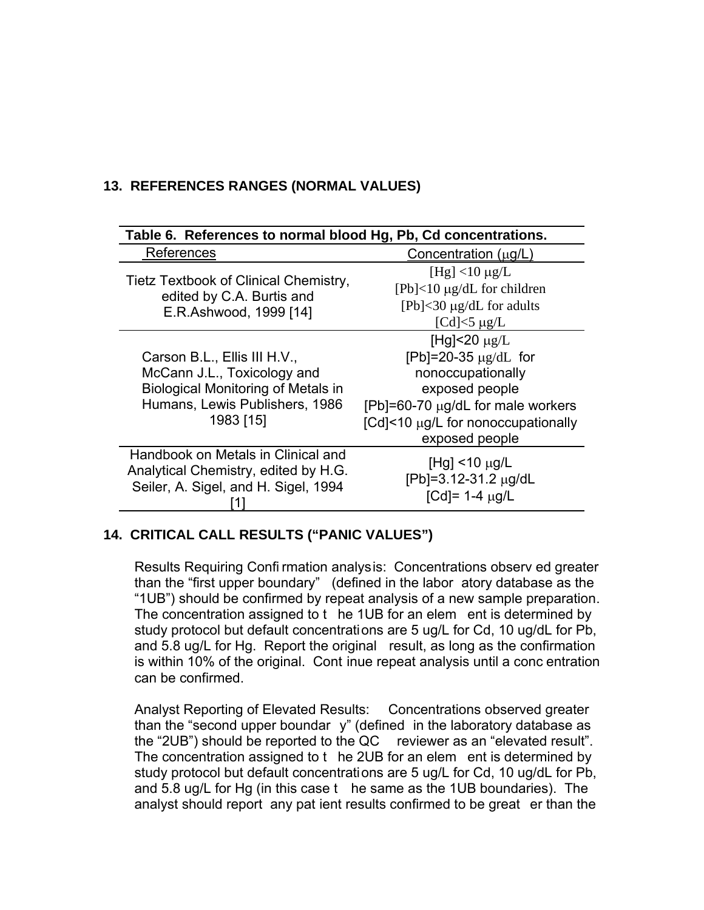## 13. REFERENCES RANGES (NORMAL VALUES)

**Table 6. References to normal blood Hg, Pb, Cd concentrations.**

| References | Concentration (μg/L) |
|---|---|
| Tietz Textbook of Clinical Chemistry, edited by C.A. Burtis and E.R.Ashwood, 1999 [14] | [Hg] <10 μg/L<br>[Pb]<10 μg/dL for children<br>[Pb]<30 μg/dL for adults<br>[Cd]<5 μg/L |
| Carson B.L., Ellis III H.V., McCann J.L., Toxicology and Biological Monitoring of Metals in Humans, Lewis Publishers, 1986 1983 [15] | [Hg]<20 μg/L<br>[Pb]=20-35 μg/dL for nonoccupationally exposed people<br>[Pb]=60-70 μg/dL for male workers<br>[Cd]<10 μg/L for nonoccupationally exposed people |
| Handbook on Metals in Clinical and Analytical Chemistry, edited by H.G. Seiler, A. Sigel, and H. Sigel, 1994 [1] | [Hg] <10 μg/L<br>[Pb]=3.12-31.2 μg/dL<br>[Cd]= 1-4 μg/L |

## 14. CRITICAL CALL RESULTS ("PANIC VALUES")

Results Requiring Confirmation analysis: Concentrations observed greater than the "first upper boundary" (defined in the laboratory database as the "1UB") should be confirmed by repeat analysis of a new sample preparation. The concentration assigned to the 1UB for an element is determined by study protocol but default concentrations are 5 ug/L for Cd, 10 ug/dL for Pb, and 5.8 ug/L for Hg. Report the original result, as long as the confirmation is within 10% of the original. Continue repeat analysis until a concentration can be confirmed.

Analyst Reporting of Elevated Results: Concentrations observed greater than the "second upper boundary" (defined in the laboratory database as the "2UB") should be reported to the QC reviewer as an "elevated result". The concentration assigned to the 2UB for an element is determined by study protocol but default concentrations are 5 ug/L for Cd, 10 ug/dL for Pb, and 5.8 ug/L for Hg (in this case the same as the 1UB boundaries). The analyst should report any patient results confirmed to be greater than the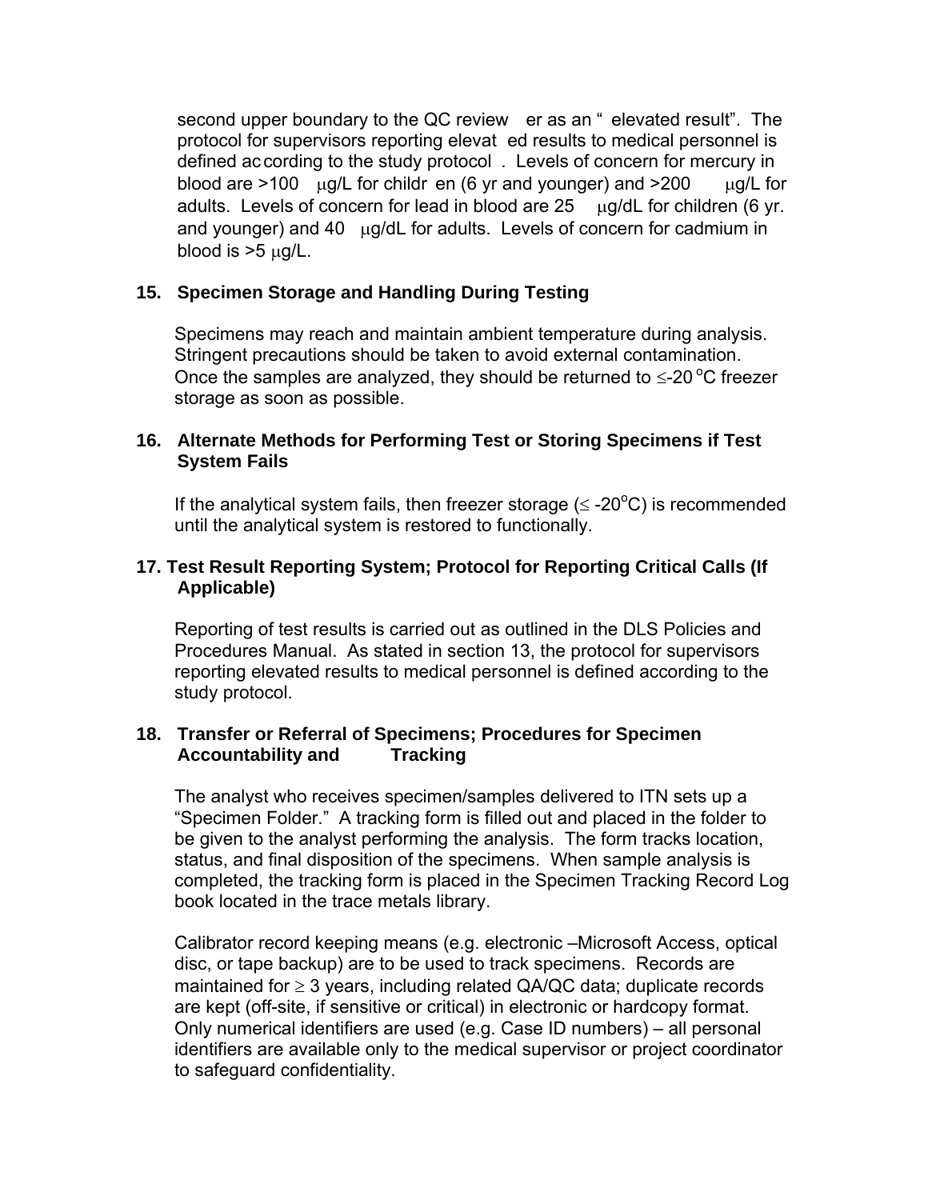second upper boundary to the QC reviewer as an "elevated result". The protocol for supervisors reporting elevated results to medical personnel is defined according to the study protocol. Levels of concern for mercury in blood are >100 µg/L for children (6 yr and younger) and >200 µg/L for adults. Levels of concern for lead in blood are 25 µg/dL for children (6 yr. and younger) and 40 µg/dL for adults. Levels of concern for cadmium in blood is >5 µg/L.

## 15. Specimen Storage and Handling During Testing

Specimens may reach and maintain ambient temperature during analysis. Stringent precautions should be taken to avoid external contamination. Once the samples are analyzed, they should be returned to ≤-20 °C freezer storage as soon as possible.

## 16. Alternate Methods for Performing Test or Storing Specimens if Test System Fails

If the analytical system fails, then freezer storage (≤ -20°C) is recommended until the analytical system is restored to functionally.

## 17. Test Result Reporting System; Protocol for Reporting Critical Calls (If Applicable)

Reporting of test results is carried out as outlined in the DLS Policies and Procedures Manual. As stated in section 13, the protocol for supervisors reporting elevated results to medical personnel is defined according to the study protocol.

## 18. Transfer or Referral of Specimens; Procedures for Specimen Accountability and Tracking

The analyst who receives specimen/samples delivered to ITN sets up a "Specimen Folder." A tracking form is filled out and placed in the folder to be given to the analyst performing the analysis. The form tracks location, status, and final disposition of the specimens. When sample analysis is completed, the tracking form is placed in the Specimen Tracking Record Log book located in the trace metals library.

Calibrator record keeping means (e.g. electronic –Microsoft Access, optical disc, or tape backup) are to be used to track specimens. Records are maintained for ≥ 3 years, including related QA/QC data; duplicate records are kept (off-site, if sensitive or critical) in electronic or hardcopy format. Only numerical identifiers are used (e.g. Case ID numbers) – all personal identifiers are available only to the medical supervisor or project coordinator to safeguard confidentiality.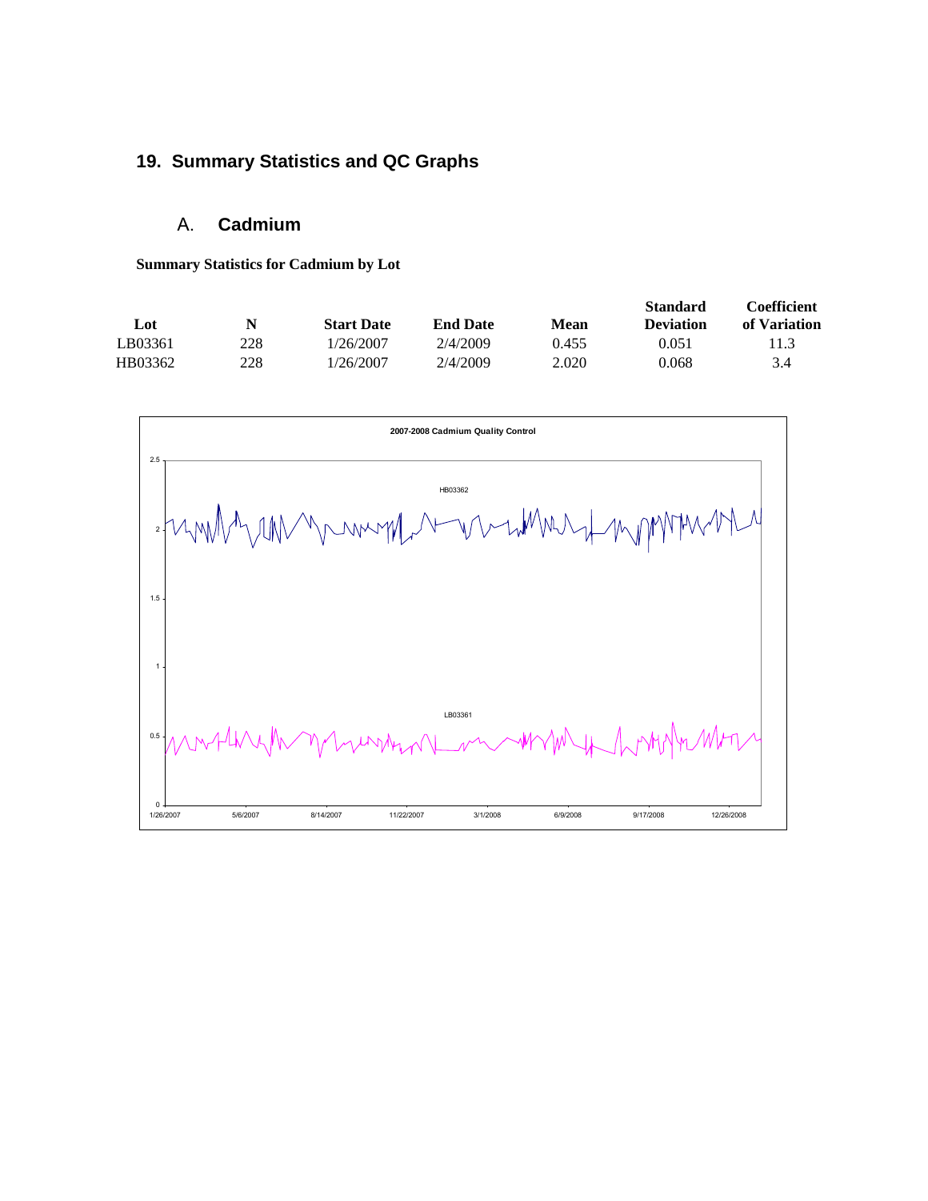## 19. Summary Statistics and QC Graphs

### A. Cadmium

**Summary Statistics for Cadmium by Lot**

| Lot | N | Start Date | End Date | Mean | Standard Deviation | Coefficient of Variation |
|---|---|---|---|---|---|---|
| LB03361 | 228 | 1/26/2007 | 2/4/2009 | 0.455 | 0.051 | 11.3 |
| HB03362 | 228 | 1/26/2007 | 2/4/2009 | 2.020 | 0.068 | 3.4 |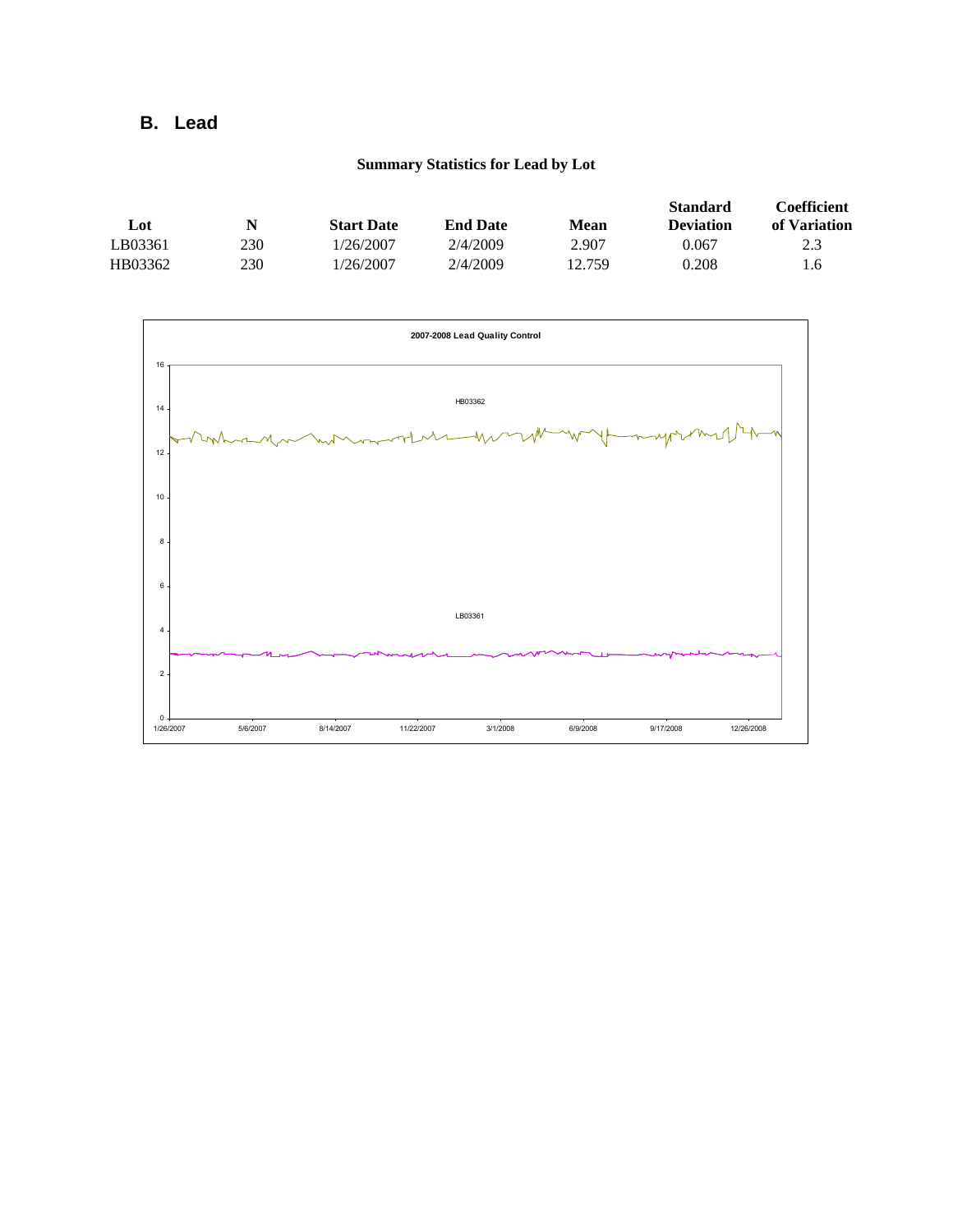## B. Lead

**Summary Statistics for Lead by Lot**

| Lot | N | Start Date | End Date | Mean | Standard Deviation | Coefficient of Variation |
|---|---|---|---|---|---|---|
| LB03361 | 230 | 1/26/2007 | 2/4/2009 | 2.907 | 0.067 | 2.3 |
| HB03362 | 230 | 1/26/2007 | 2/4/2009 | 12.759 | 0.208 | 1.6 |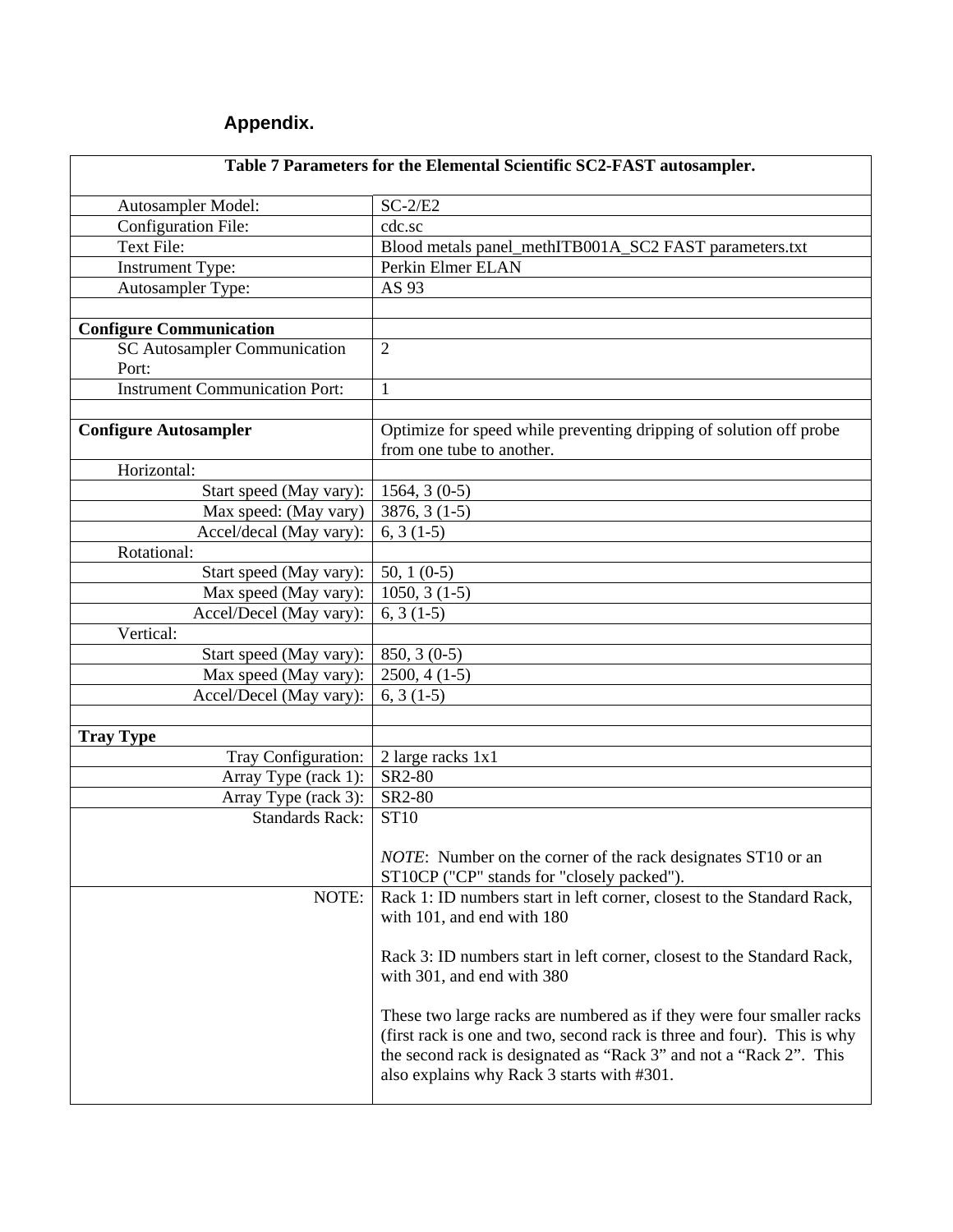## Appendix.

| Table 7 Parameters for the Elemental Scientific SC2-FAST autosampler. | |
|---|---|
| Autosampler Model: | SC-2/E2 |
| Configuration File: | cdc.sc |
| Text File: | Blood metals panel_methITB001A_SC2 FAST parameters.txt |
| Instrument Type: | Perkin Elmer ELAN |
| Autosampler Type: | AS 93 |
| | |
| **Configure Communication** | |
| SC Autosampler Communication Port: | 2 |
| Instrument Communication Port: | 1 |
| | |
| **Configure Autosampler** | Optimize for speed while preventing dripping of solution off probe from one tube to another. |
| Horizontal: | |
| Start speed (May vary): | 1564, 3 (0-5) |
| Max speed: (May vary) | 3876, 3 (1-5) |
| Accel/decal (May vary): | 6, 3 (1-5) |
| Rotational: | |
| Start speed (May vary): | 50, 1 (0-5) |
| Max speed (May vary): | 1050, 3 (1-5) |
| Accel/Decel (May vary): | 6, 3 (1-5) |
| Vertical: | |
| Start speed (May vary): | 850, 3 (0-5) |
| Max speed (May vary): | 2500, 4 (1-5) |
| Accel/Decel (May vary): | 6, 3 (1-5) |
| | |
| **Tray Type** | |
| Tray Configuration: | 2 large racks 1x1 |
| Array Type (rack 1): | SR2-80 |
| Array Type (rack 3): | SR2-80 |
| Standards Rack: | ST10<br><br>*NOTE*: Number on the corner of the rack designates ST10 or an ST10CP ("CP" stands for "closely packed"). |
| NOTE: | Rack 1: ID numbers start in left corner, closest to the Standard Rack, with 101, and end with 180<br><br>Rack 3: ID numbers start in left corner, closest to the Standard Rack, with 301, and end with 380<br><br>These two large racks are numbered as if they were four smaller racks (first rack is one and two, second rack is three and four). This is why the second rack is designated as "Rack 3" and not a "Rack 2". This also explains why Rack 3 starts with #301. |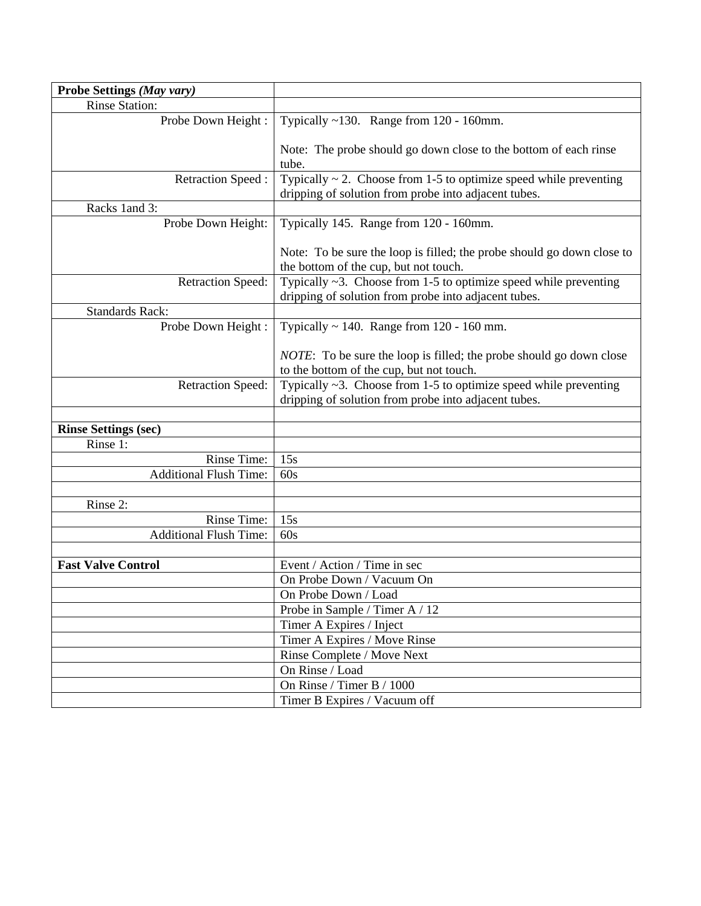| **Probe Settings *(May vary)*** | |
|---|---|
| Rinse Station: | |
| Probe Down Height : | Typically ~130.   Range from 120 - 160mm.<br><br>Note:  The probe should go down close to the bottom of each rinse tube. |
| Retraction Speed : | Typically ~ 2.  Choose from 1-5 to optimize speed while preventing dripping of solution from probe into adjacent tubes. |
| Racks 1and 3: | |
| Probe Down Height: | Typically 145.  Range from 120 - 160mm.<br><br>Note:  To be sure the loop is filled; the probe should go down close to the bottom of the cup, but not touch. |
| Retraction Speed: | Typically ~3.  Choose from 1-5 to optimize speed while preventing dripping of solution from probe into adjacent tubes. |
| Standards Rack: | |
| Probe Down Height : | Typically ~ 140.  Range from 120 - 160 mm.<br><br>*NOTE*:  To be sure the loop is filled; the probe should go down close to the bottom of the cup, but not touch. |
| Retraction Speed: | Typically ~3.  Choose from 1-5 to optimize speed while preventing dripping of solution from probe into adjacent tubes. |
| | |
| **Rinse Settings (sec)** | |
| Rinse 1: | |
| Rinse Time: | 15s |
| Additional Flush Time: | 60s |
| | |
| Rinse 2: | |
| Rinse Time: | 15s |
| Additional Flush Time: | 60s |
| | |
| **Fast Valve Control** | Event / Action / Time in sec |
| | On Probe Down / Vacuum On |
| | On Probe Down / Load |
| | Probe in Sample / Timer A / 12 |
| | Timer A Expires / Inject |
| | Timer A Expires / Move Rinse |
| | Rinse Complete / Move Next |
| | On Rinse / Load |
| | On Rinse / Timer B / 1000 |
| | Timer B Expires / Vacuum off |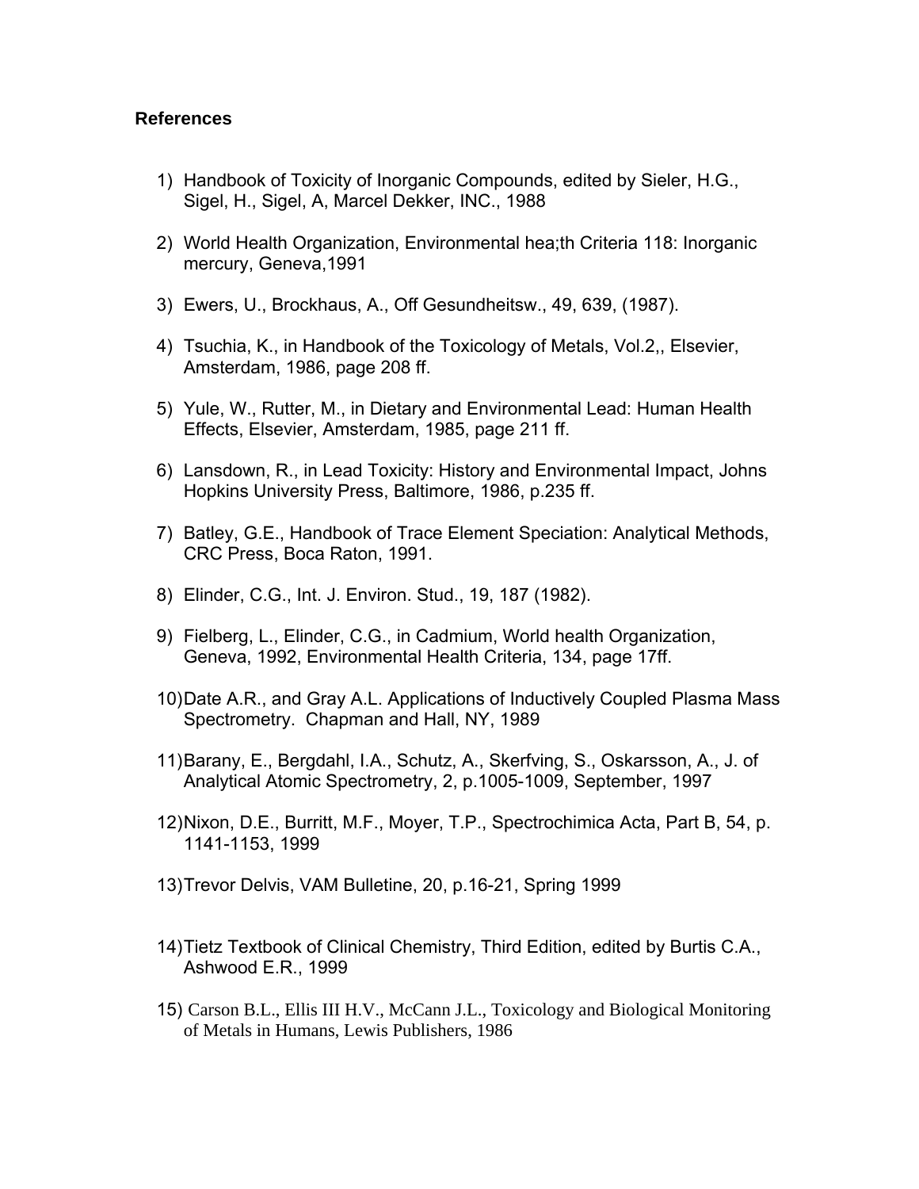**References**

1) Handbook of Toxicity of Inorganic Compounds, edited by Sieler, H.G., Sigel, H., Sigel, A, Marcel Dekker, INC., 1988

2) World Health Organization, Environmental hea;th Criteria 118: Inorganic mercury, Geneva,1991

3) Ewers, U., Brockhaus, A., Off Gesundheitsw., 49, 639, (1987).

4) Tsuchia, K., in Handbook of the Toxicology of Metals, Vol.2,, Elsevier, Amsterdam, 1986, page 208 ff.

5) Yule, W., Rutter, M., in Dietary and Environmental Lead: Human Health Effects, Elsevier, Amsterdam, 1985, page 211 ff.

6) Lansdown, R., in Lead Toxicity: History and Environmental Impact, Johns Hopkins University Press, Baltimore, 1986, p.235 ff.

7) Batley, G.E., Handbook of Trace Element Speciation: Analytical Methods, CRC Press, Boca Raton, 1991.

8) Elinder, C.G., Int. J. Environ. Stud., 19, 187 (1982).

9) Fielberg, L., Elinder, C.G., in Cadmium, World health Organization, Geneva, 1992, Environmental Health Criteria, 134, page 17ff.

10) Date A.R., and Gray A.L. Applications of Inductively Coupled Plasma Mass Spectrometry. Chapman and Hall, NY, 1989

11) Barany, E., Bergdahl, I.A., Schutz, A., Skerfving, S., Oskarsson, A., J. of Analytical Atomic Spectrometry, 2, p.1005-1009, September, 1997

12) Nixon, D.E., Burritt, M.F., Moyer, T.P., Spectrochimica Acta, Part B, 54, p. 1141-1153, 1999

13) Trevor Delvis, VAM Bulletine, 20, p.16-21, Spring 1999

14) Tietz Textbook of Clinical Chemistry, Third Edition, edited by Burtis C.A., Ashwood E.R., 1999

15) Carson B.L., Ellis III H.V., McCann J.L., Toxicology and Biological Monitoring of Metals in Humans, Lewis Publishers, 1986